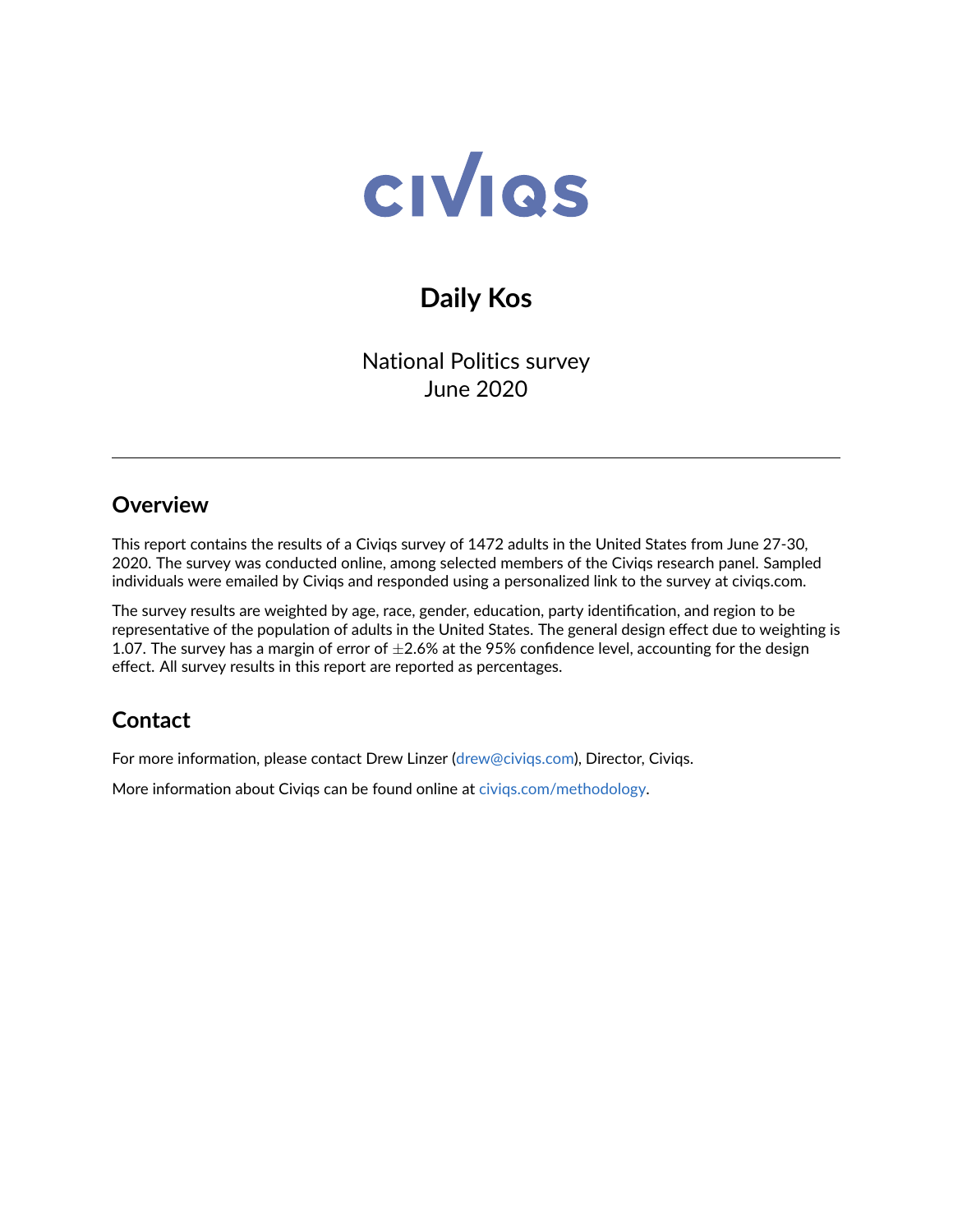# CIVIQS

## Daily Kos

National Politics survey
June 2020

---

## Overview

This report contains the results of a Civiqs survey of 1472 adults in the United States from June 27-30, 2020. The survey was conducted online, among selected members of the Civiqs research panel. Sampled individuals were emailed by Civiqs and responded using a personalized link to the survey at civiqs.com.

The survey results are weighted by age, race, gender, education, party identification, and region to be representative of the population of adults in the United States. The general design effect due to weighting is 1.07. The survey has a margin of error of $\pm$2.6% at the 95% confidence level, accounting for the design effect. All survey results in this report are reported as percentages.

## Contact

For more information, please contact Drew Linzer (drew@civiqs.com), Director, Civiqs.

More information about Civiqs can be found online at civiqs.com/methodology.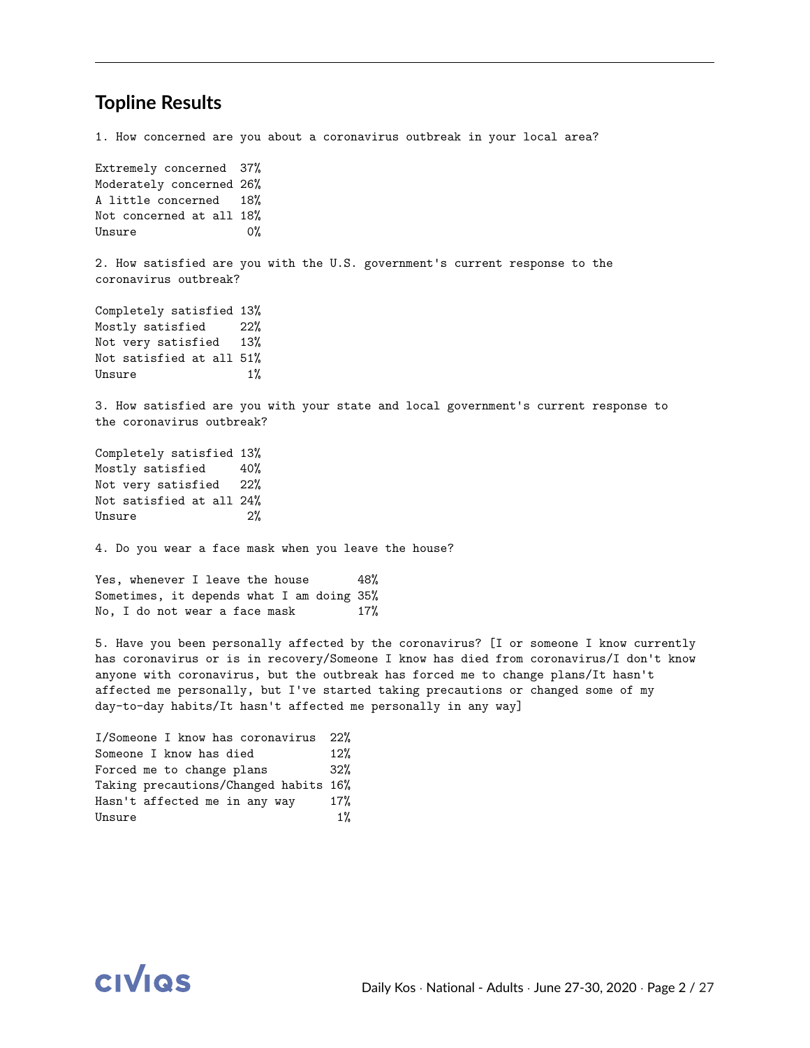## Topline Results

1. How concerned are you about a coronavirus outbreak in your local area?

| | |
|---|---|
| Extremely concerned | 37% |
| Moderately concerned | 26% |
| A little concerned | 18% |
| Not concerned at all | 18% |
| Unsure | 0% |

2. How satisfied are you with the U.S. government's current response to the coronavirus outbreak?

| | |
|---|---|
| Completely satisfied | 13% |
| Mostly satisfied | 22% |
| Not very satisfied | 13% |
| Not satisfied at all | 51% |
| Unsure | 1% |

3. How satisfied are you with your state and local government's current response to the coronavirus outbreak?

| | |
|---|---|
| Completely satisfied | 13% |
| Mostly satisfied | 40% |
| Not very satisfied | 22% |
| Not satisfied at all | 24% |
| Unsure | 2% |

4. Do you wear a face mask when you leave the house?

| | |
|---|---|
| Yes, whenever I leave the house | 48% |
| Sometimes, it depends what I am doing | 35% |
| No, I do not wear a face mask | 17% |

5. Have you been personally affected by the coronavirus? [I or someone I know currently has coronavirus or is in recovery/Someone I know has died from coronavirus/I don't know anyone with coronavirus, but the outbreak has forced me to change plans/It hasn't affected me personally, but I've started taking precautions or changed some of my day-to-day habits/It hasn't affected me personally in any way]

| | |
|---|---|
| I/Someone I know has coronavirus | 22% |
| Someone I know has died | 12% |
| Forced me to change plans | 32% |
| Taking precautions/Changed habits | 16% |
| Hasn't affected me in any way | 17% |
| Unsure | 1% |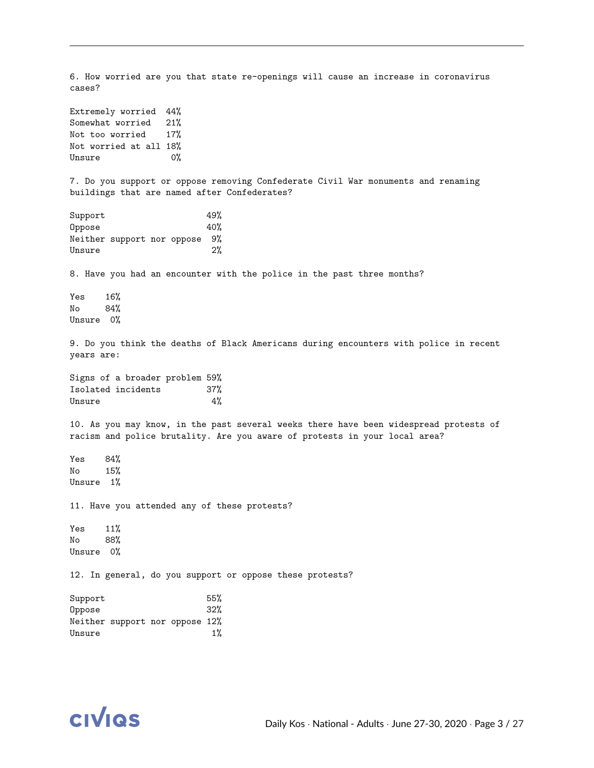6. How worried are you that state re-openings will cause an increase in coronavirus cases?

| | |
|---|---|
| Extremely worried | 44% |
| Somewhat worried | 21% |
| Not too worried | 17% |
| Not worried at all | 18% |
| Unsure | 0% |

7. Do you support or oppose removing Confederate Civil War monuments and renaming buildings that are named after Confederates?

| | |
|---|---|
| Support | 49% |
| Oppose | 40% |
| Neither support nor oppose | 9% |
| Unsure | 2% |

8. Have you had an encounter with the police in the past three months?

| | |
|---|---|
| Yes | 16% |
| No | 84% |
| Unsure | 0% |

9. Do you think the deaths of Black Americans during encounters with police in recent years are:

| | |
|---|---|
| Signs of a broader problem | 59% |
| Isolated incidents | 37% |
| Unsure | 4% |

10. As you may know, in the past several weeks there have been widespread protests of racism and police brutality. Are you aware of protests in your local area?

| | |
|---|---|
| Yes | 84% |
| No | 15% |
| Unsure | 1% |

11. Have you attended any of these protests?

| | |
|---|---|
| Yes | 11% |
| No | 88% |
| Unsure | 0% |

12. In general, do you support or oppose these protests?

| | |
|---|---|
| Support | 55% |
| Oppose | 32% |
| Neither support nor oppose | 12% |
| Unsure | 1% |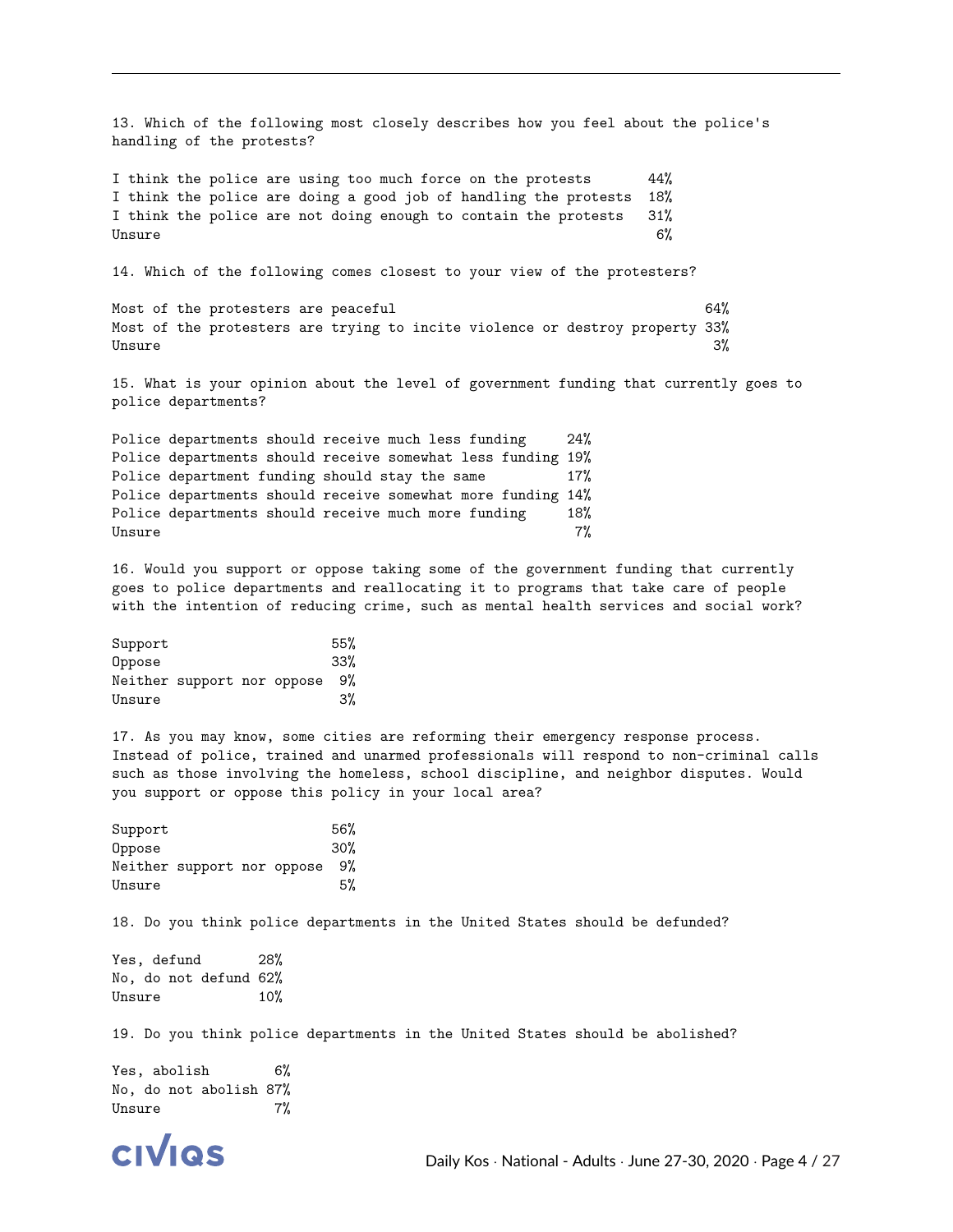13. Which of the following most closely describes how you feel about the police's handling of the protests?

| | |
|---|---|
| I think the police are using too much force on the protests | 44% |
| I think the police are doing a good job of handling the protests | 18% |
| I think the police are not doing enough to contain the protests | 31% |
| Unsure | 6% |

14. Which of the following comes closest to your view of the protesters?

| | |
|---|---|
| Most of the protesters are peaceful | 64% |
| Most of the protesters are trying to incite violence or destroy property | 33% |
| Unsure | 3% |

15. What is your opinion about the level of government funding that currently goes to police departments?

| | |
|---|---|
| Police departments should receive much less funding | 24% |
| Police departments should receive somewhat less funding | 19% |
| Police department funding should stay the same | 17% |
| Police departments should receive somewhat more funding | 14% |
| Police departments should receive much more funding | 18% |
| Unsure | 7% |

16. Would you support or oppose taking some of the government funding that currently goes to police departments and reallocating it to programs that take care of people with the intention of reducing crime, such as mental health services and social work?

| | |
|---|---|
| Support | 55% |
| Oppose | 33% |
| Neither support nor oppose | 9% |
| Unsure | 3% |

17. As you may know, some cities are reforming their emergency response process. Instead of police, trained and unarmed professionals will respond to non-criminal calls such as those involving the homeless, school discipline, and neighbor disputes. Would you support or oppose this policy in your local area?

| | |
|---|---|
| Support | 56% |
| Oppose | 30% |
| Neither support nor oppose | 9% |
| Unsure | 5% |

18. Do you think police departments in the United States should be defunded?

| | |
|---|---|
| Yes, defund | 28% |
| No, do not defund | 62% |
| Unsure | 10% |

19. Do you think police departments in the United States should be abolished?

| | |
|---|---|
| Yes, abolish | 6% |
| No, do not abolish | 87% |
| Unsure | 7% |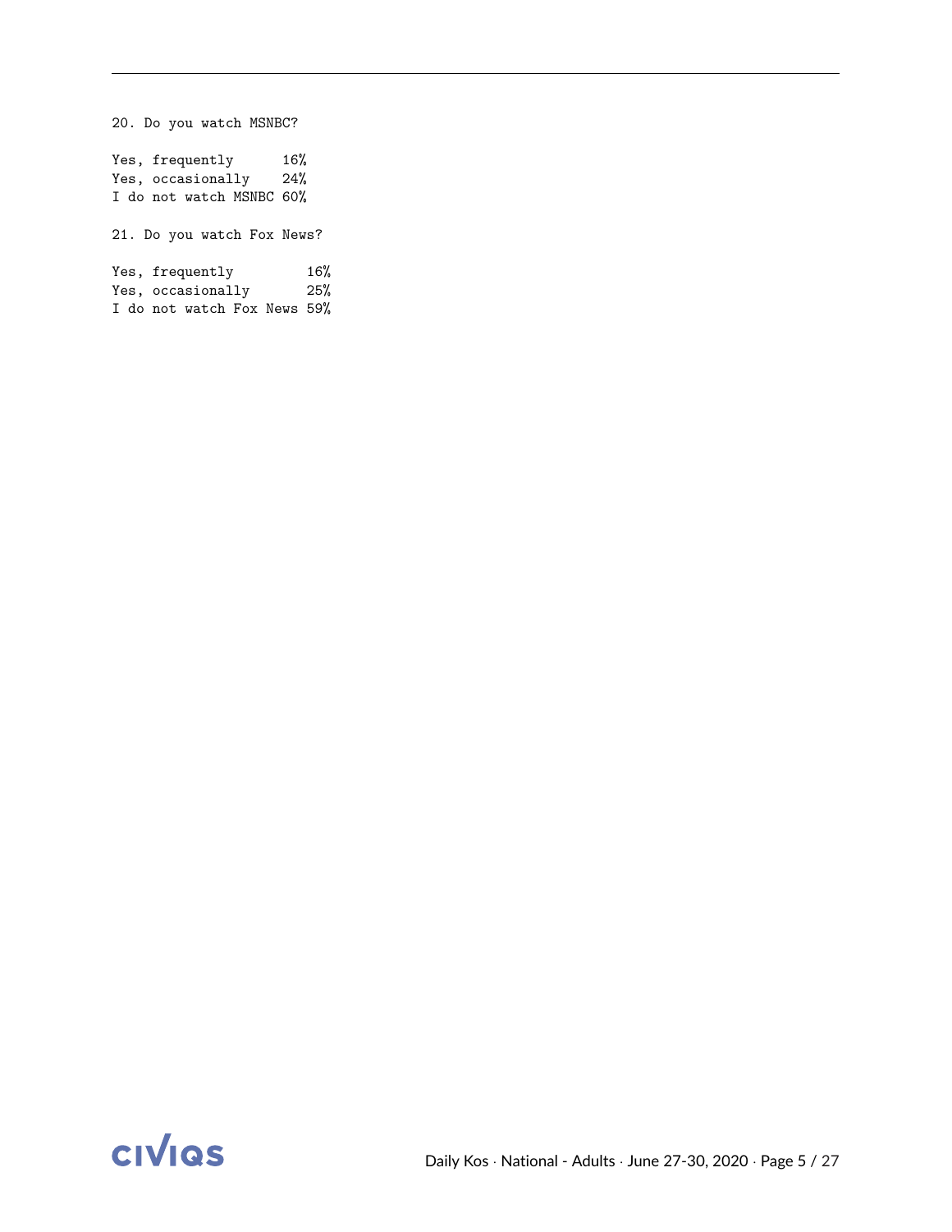20. Do you watch MSNBC?

| | |
|---|---|
| Yes, frequently | 16% |
| Yes, occasionally | 24% |
| I do not watch MSNBC | 60% |

21. Do you watch Fox News?

| | |
|---|---|
| Yes, frequently | 16% |
| Yes, occasionally | 25% |
| I do not watch Fox News | 59% |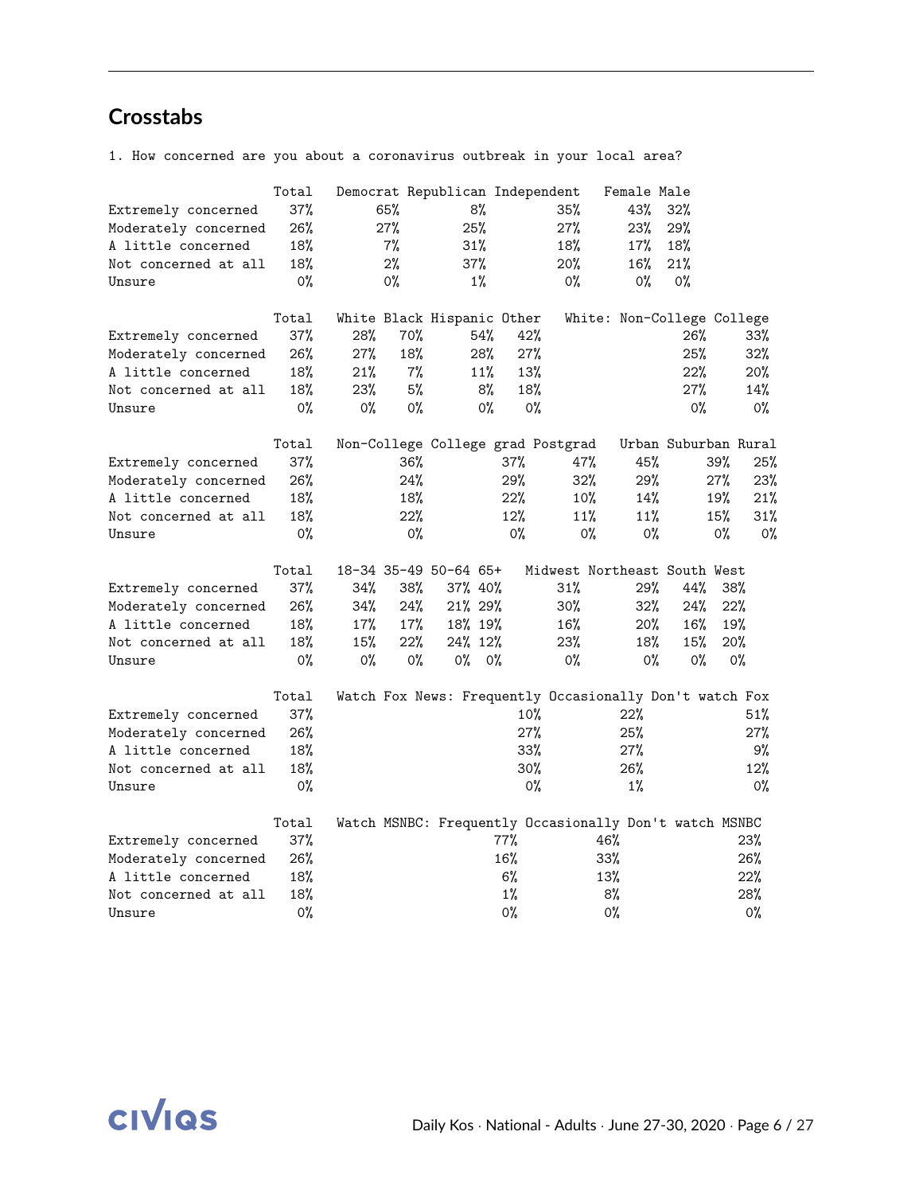## Crosstabs

1. How concerned are you about a coronavirus outbreak in your local area?

| | Total | Democrat | Republican | Independent | Female | Male |
|---|---|---|---|---|---|---|
| Extremely concerned | 37% | 65% | 8% | 35% | 43% | 32% |
| Moderately concerned | 26% | 27% | 25% | 27% | 23% | 29% |
| A little concerned | 18% | 7% | 31% | 18% | 17% | 18% |
| Not concerned at all | 18% | 2% | 37% | 20% | 16% | 21% |
| Unsure | 0% | 0% | 1% | 0% | 0% | 0% |

| | Total | White | Black | Hispanic | Other | White: Non-College | College |
|---|---|---|---|---|---|---|---|
| Extremely concerned | 37% | 28% | 70% | 54% | 42% | 26% | 33% |
| Moderately concerned | 26% | 27% | 18% | 28% | 27% | 25% | 32% |
| A little concerned | 18% | 21% | 7% | 11% | 13% | 22% | 20% |
| Not concerned at all | 18% | 23% | 5% | 8% | 18% | 27% | 14% |
| Unsure | 0% | 0% | 0% | 0% | 0% | 0% | 0% |

| | Total | Non-College | College grad | Postgrad | Urban | Suburban | Rural |
|---|---|---|---|---|---|---|---|
| Extremely concerned | 37% | 36% | 37% | 47% | 45% | 39% | 25% |
| Moderately concerned | 26% | 24% | 29% | 32% | 29% | 27% | 23% |
| A little concerned | 18% | 18% | 22% | 10% | 14% | 19% | 21% |
| Not concerned at all | 18% | 22% | 12% | 11% | 11% | 15% | 31% |
| Unsure | 0% | 0% | 0% | 0% | 0% | 0% | 0% |

| | Total | 18-34 | 35-49 | 50-64 | 65+ | Midwest | Northeast | South | West |
|---|---|---|---|---|---|---|---|---|---|
| Extremely concerned | 37% | 34% | 38% | 37% | 40% | 31% | 29% | 44% | 38% |
| Moderately concerned | 26% | 34% | 24% | 21% | 29% | 30% | 32% | 24% | 22% |
| A little concerned | 18% | 17% | 17% | 18% | 19% | 16% | 20% | 16% | 19% |
| Not concerned at all | 18% | 15% | 22% | 24% | 12% | 23% | 18% | 15% | 20% |
| Unsure | 0% | 0% | 0% | 0% | 0% | 0% | 0% | 0% | 0% |

| | Total | Watch Fox News: Frequently | Occasionally | Don't watch Fox |
|---|---|---|---|---|
| Extremely concerned | 37% | 10% | 22% | 51% |
| Moderately concerned | 26% | 27% | 25% | 27% |
| A little concerned | 18% | 33% | 27% | 9% |
| Not concerned at all | 18% | 30% | 26% | 12% |
| Unsure | 0% | 0% | 1% | 0% |

| | Total | Watch MSNBC: Frequently | Occasionally | Don't watch MSNBC |
|---|---|---|---|---|
| Extremely concerned | 37% | 77% | 46% | 23% |
| Moderately concerned | 26% | 16% | 33% | 26% |
| A little concerned | 18% | 6% | 13% | 22% |
| Not concerned at all | 18% | 1% | 8% | 28% |
| Unsure | 0% | 0% | 0% | 0% |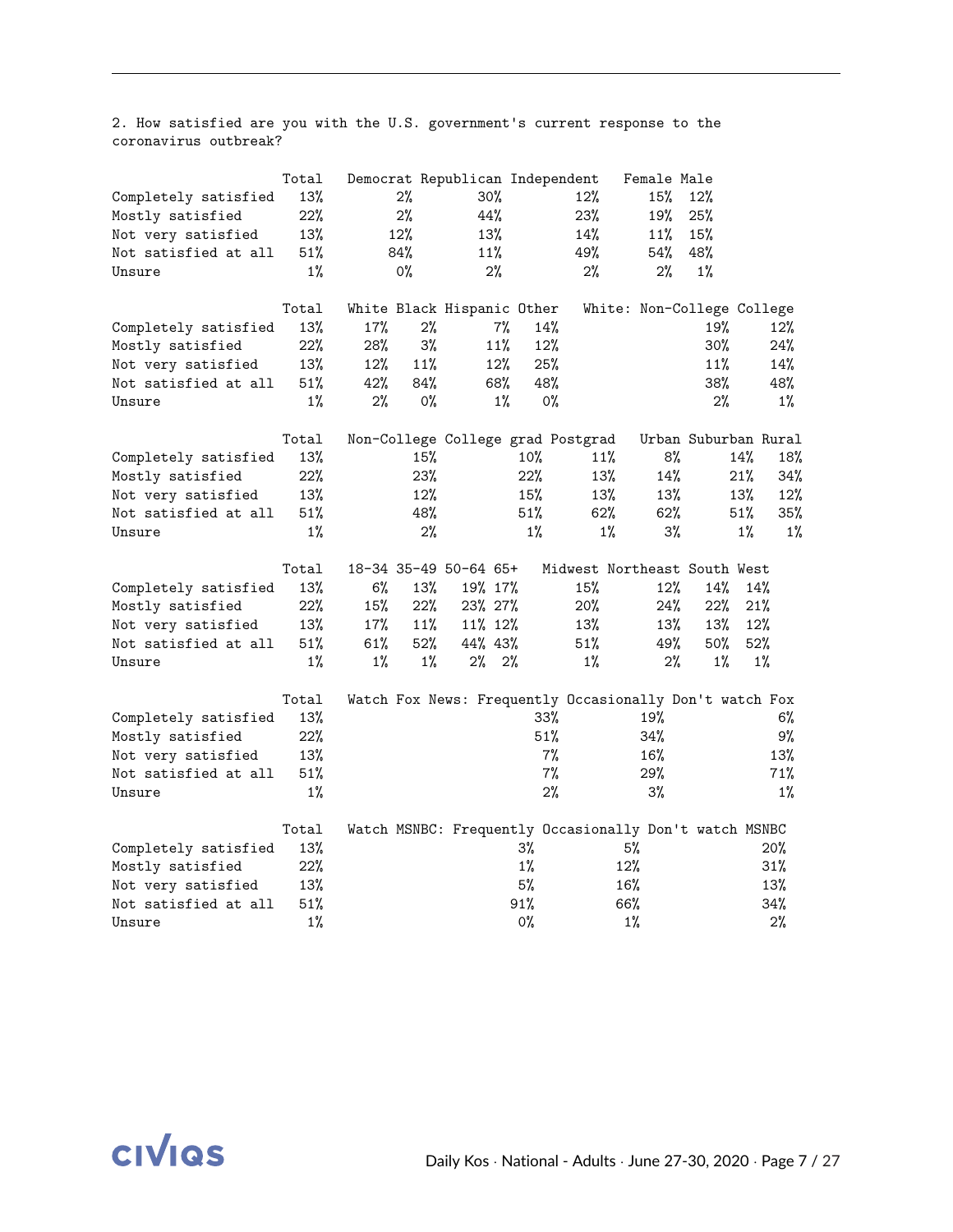2. How satisfied are you with the U.S. government's current response to the coronavirus outbreak?

| | Total | Democrat | Republican | Independent | Female | Male |
|---|---|---|---|---|---|---|
| Completely satisfied | 13% | 2% | 30% | 12% | 15% | 12% |
| Mostly satisfied | 22% | 2% | 44% | 23% | 19% | 25% |
| Not very satisfied | 13% | 12% | 13% | 14% | 11% | 15% |
| Not satisfied at all | 51% | 84% | 11% | 49% | 54% | 48% |
| Unsure | 1% | 0% | 2% | 2% | 2% | 1% |

| | Total | White | Black | Hispanic | Other | White: Non-College | White: College |
|---|---|---|---|---|---|---|---|
| Completely satisfied | 13% | 17% | 2% | 7% | 14% | 19% | 12% |
| Mostly satisfied | 22% | 28% | 3% | 11% | 12% | 30% | 24% |
| Not very satisfied | 13% | 12% | 11% | 12% | 25% | 11% | 14% |
| Not satisfied at all | 51% | 42% | 84% | 68% | 48% | 38% | 48% |
| Unsure | 1% | 2% | 0% | 1% | 0% | 2% | 1% |

| | Total | Non-College | College grad | Postgrad | Urban | Suburban | Rural |
|---|---|---|---|---|---|---|---|
| Completely satisfied | 13% | 15% | 10% | 11% | 8% | 14% | 18% |
| Mostly satisfied | 22% | 23% | 22% | 13% | 14% | 21% | 34% |
| Not very satisfied | 13% | 12% | 15% | 13% | 13% | 13% | 12% |
| Not satisfied at all | 51% | 48% | 51% | 62% | 62% | 51% | 35% |
| Unsure | 1% | 2% | 1% | 1% | 3% | 1% | 1% |

| | Total | 18-34 | 35-49 | 50-64 | 65+ | Midwest | Northeast | South | West |
|---|---|---|---|---|---|---|---|---|---|
| Completely satisfied | 13% | 6% | 13% | 19% | 17% | 15% | 12% | 14% | 14% |
| Mostly satisfied | 22% | 15% | 22% | 23% | 27% | 20% | 24% | 22% | 21% |
| Not very satisfied | 13% | 17% | 11% | 11% | 12% | 13% | 13% | 13% | 12% |
| Not satisfied at all | 51% | 61% | 52% | 44% | 43% | 51% | 49% | 50% | 52% |
| Unsure | 1% | 1% | 1% | 2% | 2% | 1% | 2% | 1% | 1% |

| | Total | Watch Fox News: Frequently | Occasionally | Don't watch Fox |
|---|---|---|---|---|
| Completely satisfied | 13% | 33% | 19% | 6% |
| Mostly satisfied | 22% | 51% | 34% | 9% |
| Not very satisfied | 13% | 7% | 16% | 13% |
| Not satisfied at all | 51% | 7% | 29% | 71% |
| Unsure | 1% | 2% | 3% | 1% |

| | Total | Watch MSNBC: Frequently | Occasionally | Don't watch MSNBC |
|---|---|---|---|---|
| Completely satisfied | 13% | 3% | 5% | 20% |
| Mostly satisfied | 22% | 1% | 12% | 31% |
| Not very satisfied | 13% | 5% | 16% | 13% |
| Not satisfied at all | 51% | 91% | 66% | 34% |
| Unsure | 1% | 0% | 1% | 2% |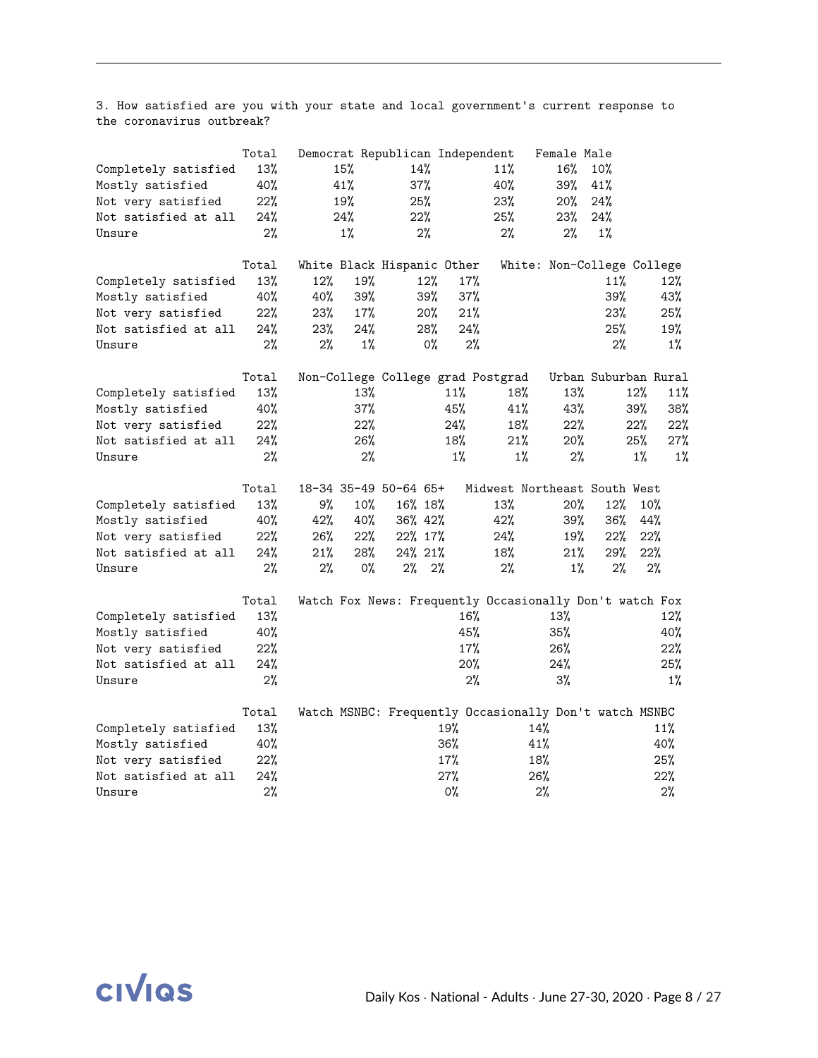3. How satisfied are you with your state and local government's current response to the coronavirus outbreak?

| | Total | Democrat | Republican | Independent | Female | Male |
|---|---|---|---|---|---|---|
| Completely satisfied | 13% | 15% | 14% | 11% | 16% | 10% |
| Mostly satisfied | 40% | 41% | 37% | 40% | 39% | 41% |
| Not very satisfied | 22% | 19% | 25% | 23% | 20% | 24% |
| Not satisfied at all | 24% | 24% | 22% | 25% | 23% | 24% |
| Unsure | 2% | 1% | 2% | 2% | 2% | 1% |

| | Total | White | Black | Hispanic | Other | White: Non-College | College |
|---|---|---|---|---|---|---|---|
| Completely satisfied | 13% | 12% | 19% | 12% | 17% | 11% | 12% |
| Mostly satisfied | 40% | 40% | 39% | 39% | 37% | 39% | 43% |
| Not very satisfied | 22% | 23% | 17% | 20% | 21% | 23% | 25% |
| Not satisfied at all | 24% | 23% | 24% | 28% | 24% | 25% | 19% |
| Unsure | 2% | 2% | 1% | 0% | 2% | 2% | 1% |

| | Total | Non-College | College grad | Postgrad | Urban | Suburban | Rural |
|---|---|---|---|---|---|---|---|
| Completely satisfied | 13% | 13% | 11% | 18% | 13% | 12% | 11% |
| Mostly satisfied | 40% | 37% | 45% | 41% | 43% | 39% | 38% |
| Not very satisfied | 22% | 22% | 24% | 18% | 22% | 22% | 22% |
| Not satisfied at all | 24% | 26% | 18% | 21% | 20% | 25% | 27% |
| Unsure | 2% | 2% | 1% | 1% | 2% | 1% | 1% |

| | Total | 18-34 | 35-49 | 50-64 | 65+ | Midwest | Northeast | South | West |
|---|---|---|---|---|---|---|---|---|---|
| Completely satisfied | 13% | 9% | 10% | 16% | 18% | 13% | 20% | 12% | 10% |
| Mostly satisfied | 40% | 42% | 40% | 36% | 42% | 42% | 39% | 36% | 44% |
| Not very satisfied | 22% | 26% | 22% | 22% | 17% | 24% | 19% | 22% | 22% |
| Not satisfied at all | 24% | 21% | 28% | 24% | 21% | 18% | 21% | 29% | 22% |
| Unsure | 2% | 2% | 0% | 2% | 2% | 2% | 1% | 2% | 2% |

| | Total | Watch Fox News: Frequently | Occasionally | Don't watch Fox |
|---|---|---|---|---|
| Completely satisfied | 13% | 16% | 13% | 12% |
| Mostly satisfied | 40% | 45% | 35% | 40% |
| Not very satisfied | 22% | 17% | 26% | 22% |
| Not satisfied at all | 24% | 20% | 24% | 25% |
| Unsure | 2% | 2% | 3% | 1% |

| | Total | Watch MSNBC: Frequently | Occasionally | Don't watch MSNBC |
|---|---|---|---|---|
| Completely satisfied | 13% | 19% | 14% | 11% |
| Mostly satisfied | 40% | 36% | 41% | 40% |
| Not very satisfied | 22% | 17% | 18% | 25% |
| Not satisfied at all | 24% | 27% | 26% | 22% |
| Unsure | 2% | 0% | 2% | 2% |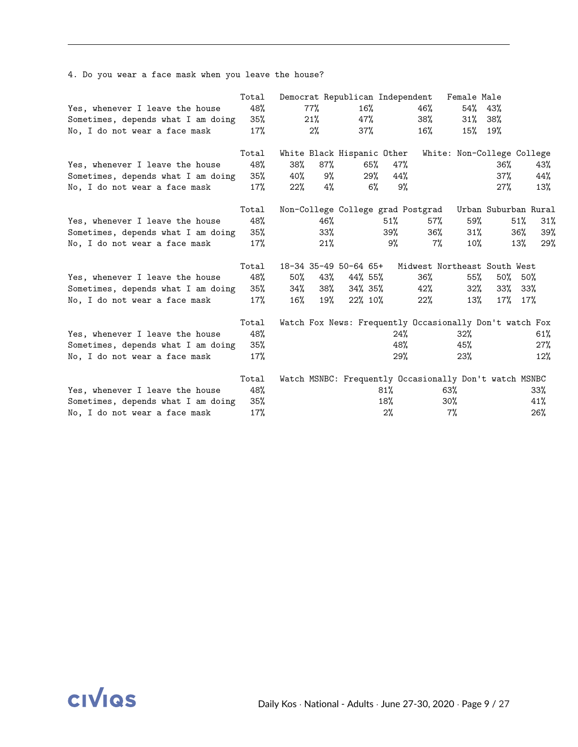4. Do you wear a face mask when you leave the house?

| | Total | Democrat | Republican | Independent | Female | Male |
|---|---|---|---|---|---|---|
| Yes, whenever I leave the house | 48% | 77% | 16% | 46% | 54% | 43% |
| Sometimes, depends what I am doing | 35% | 21% | 47% | 38% | 31% | 38% |
| No, I do not wear a face mask | 17% | 2% | 37% | 16% | 15% | 19% |

| | Total | White | Black | Hispanic | Other | White: Non-College | College |
|---|---|---|---|---|---|---|---|
| Yes, whenever I leave the house | 48% | 38% | 87% | 65% | 47% | 36% | 43% |
| Sometimes, depends what I am doing | 35% | 40% | 9% | 29% | 44% | 37% | 44% |
| No, I do not wear a face mask | 17% | 22% | 4% | 6% | 9% | 27% | 13% |

| | Total | Non-College | College grad | Postgrad | Urban | Suburban | Rural |
|---|---|---|---|---|---|---|---|
| Yes, whenever I leave the house | 48% | 46% | 51% | 57% | 59% | 51% | 31% |
| Sometimes, depends what I am doing | 35% | 33% | 39% | 36% | 31% | 36% | 39% |
| No, I do not wear a face mask | 17% | 21% | 9% | 7% | 10% | 13% | 29% |

| | Total | 18-34 | 35-49 | 50-64 | 65+ | Midwest | Northeast | South | West |
|---|---|---|---|---|---|---|---|---|---|
| Yes, whenever I leave the house | 48% | 50% | 43% | 44% | 55% | 36% | 55% | 50% | 50% |
| Sometimes, depends what I am doing | 35% | 34% | 38% | 34% | 35% | 42% | 32% | 33% | 33% |
| No, I do not wear a face mask | 17% | 16% | 19% | 22% | 10% | 22% | 13% | 17% | 17% |

| | Total | Watch Fox News: Frequently | Occasionally | Don't watch Fox |
|---|---|---|---|---|
| Yes, whenever I leave the house | 48% | 24% | 32% | 61% |
| Sometimes, depends what I am doing | 35% | 48% | 45% | 27% |
| No, I do not wear a face mask | 17% | 29% | 23% | 12% |

| | Total | Watch MSNBC: Frequently | Occasionally | Don't watch MSNBC |
|---|---|---|---|---|
| Yes, whenever I leave the house | 48% | 81% | 63% | 33% |
| Sometimes, depends what I am doing | 35% | 18% | 30% | 41% |
| No, I do not wear a face mask | 17% | 2% | 7% | 26% |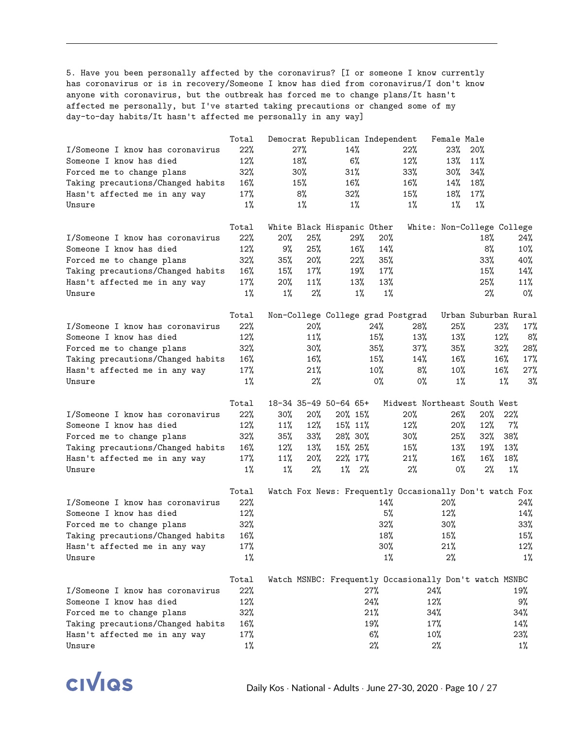5. Have you been personally affected by the coronavirus? [I or someone I know currently has coronavirus or is in recovery/Someone I know has died from coronavirus/I don't know anyone with coronavirus, but the outbreak has forced me to change plans/It hasn't affected me personally, but I've started taking precautions or changed some of my day-to-day habits/It hasn't affected me personally in any way]

| | Total | Democrat | Republican | Independent | Female | Male |
|---|---|---|---|---|---|---|
| I/Someone I know has coronavirus | 22% | 27% | 14% | 22% | 23% | 20% |
| Someone I know has died | 12% | 18% | 6% | 12% | 13% | 11% |
| Forced me to change plans | 32% | 30% | 31% | 33% | 30% | 34% |
| Taking precautions/Changed habits | 16% | 15% | 16% | 16% | 14% | 18% |
| Hasn't affected me in any way | 17% | 8% | 32% | 15% | 18% | 17% |
| Unsure | 1% | 1% | 1% | 1% | 1% | 1% |

| | Total | White | Black | Hispanic | Other | White: Non-College | College |
|---|---|---|---|---|---|---|---|
| I/Someone I know has coronavirus | 22% | 20% | 25% | 29% | 20% | 18% | 24% |
| Someone I know has died | 12% | 9% | 25% | 16% | 14% | 8% | 10% |
| Forced me to change plans | 32% | 35% | 20% | 22% | 35% | 33% | 40% |
| Taking precautions/Changed habits | 16% | 15% | 17% | 19% | 17% | 15% | 14% |
| Hasn't affected me in any way | 17% | 20% | 11% | 13% | 13% | 25% | 11% |
| Unsure | 1% | 1% | 2% | 1% | 1% | 2% | 0% |

| | Total | Non-College | College grad | Postgrad | Urban | Suburban | Rural |
|---|---|---|---|---|---|---|---|
| I/Someone I know has coronavirus | 22% | 20% | 24% | 28% | 25% | 23% | 17% |
| Someone I know has died | 12% | 11% | 15% | 13% | 13% | 12% | 8% |
| Forced me to change plans | 32% | 30% | 35% | 37% | 35% | 32% | 28% |
| Taking precautions/Changed habits | 16% | 16% | 15% | 14% | 16% | 16% | 17% |
| Hasn't affected me in any way | 17% | 21% | 10% | 8% | 10% | 16% | 27% |
| Unsure | 1% | 2% | 0% | 0% | 1% | 1% | 3% |

| | Total | 18-34 | 35-49 | 50-64 | 65+ | Midwest | Northeast | South | West |
|---|---|---|---|---|---|---|---|---|---|
| I/Someone I know has coronavirus | 22% | 30% | 20% | 20% | 15% | 20% | 26% | 20% | 22% |
| Someone I know has died | 12% | 11% | 12% | 15% | 11% | 12% | 20% | 12% | 7% |
| Forced me to change plans | 32% | 35% | 33% | 28% | 30% | 30% | 25% | 32% | 38% |
| Taking precautions/Changed habits | 16% | 12% | 13% | 15% | 25% | 15% | 13% | 19% | 13% |
| Hasn't affected me in any way | 17% | 11% | 20% | 22% | 17% | 21% | 16% | 16% | 18% |
| Unsure | 1% | 1% | 2% | 1% | 2% | 2% | 0% | 2% | 1% |

| | Total | Watch Fox News: Frequently | Occasionally | Don't watch Fox |
|---|---|---|---|---|
| I/Someone I know has coronavirus | 22% | 14% | 20% | 24% |
| Someone I know has died | 12% | 5% | 12% | 14% |
| Forced me to change plans | 32% | 32% | 30% | 33% |
| Taking precautions/Changed habits | 16% | 18% | 15% | 15% |
| Hasn't affected me in any way | 17% | 30% | 21% | 12% |
| Unsure | 1% | 1% | 2% | 1% |

| | Total | Watch MSNBC: Frequently | Occasionally | Don't watch MSNBC |
|---|---|---|---|---|
| I/Someone I know has coronavirus | 22% | 27% | 24% | 19% |
| Someone I know has died | 12% | 24% | 12% | 9% |
| Forced me to change plans | 32% | 21% | 34% | 34% |
| Taking precautions/Changed habits | 16% | 19% | 17% | 14% |
| Hasn't affected me in any way | 17% | 6% | 10% | 23% |
| Unsure | 1% | 2% | 2% | 1% |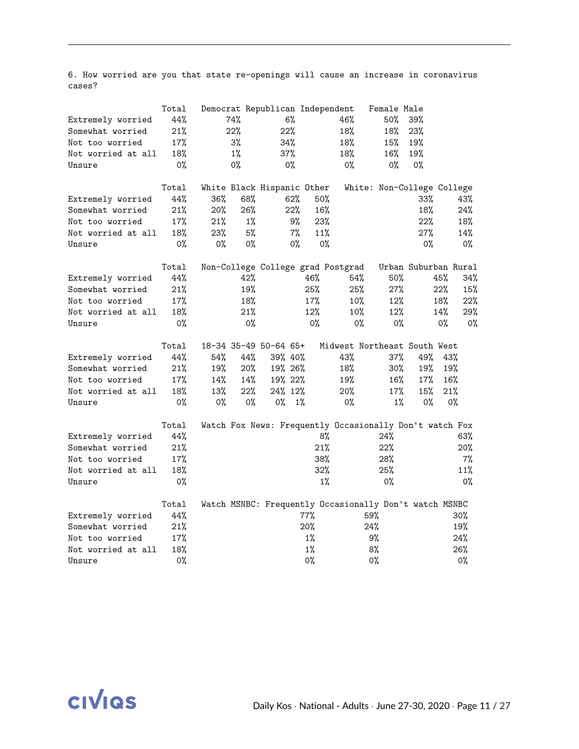6. How worried are you that state re-openings will cause an increase in coronavirus cases?

| | Total | Democrat | Republican | Independent | Female | Male |
|---|---|---|---|---|---|---|
| Extremely worried | 44% | 74% | 6% | 46% | 50% | 39% |
| Somewhat worried | 21% | 22% | 22% | 18% | 18% | 23% |
| Not too worried | 17% | 3% | 34% | 18% | 15% | 19% |
| Not worried at all | 18% | 1% | 37% | 18% | 16% | 19% |
| Unsure | 0% | 0% | 0% | 0% | 0% | 0% |

| | Total | White | Black | Hispanic | Other | White: Non-College | College |
|---|---|---|---|---|---|---|---|
| Extremely worried | 44% | 36% | 68% | 62% | 50% | 33% | 43% |
| Somewhat worried | 21% | 20% | 26% | 22% | 16% | 18% | 24% |
| Not too worried | 17% | 21% | 1% | 9% | 23% | 22% | 18% |
| Not worried at all | 18% | 23% | 5% | 7% | 11% | 27% | 14% |
| Unsure | 0% | 0% | 0% | 0% | 0% | 0% | 0% |

| | Total | Non-College | College grad | Postgrad | Urban | Suburban | Rural |
|---|---|---|---|---|---|---|---|
| Extremely worried | 44% | 42% | 46% | 54% | 50% | 45% | 34% |
| Somewhat worried | 21% | 19% | 25% | 25% | 27% | 22% | 15% |
| Not too worried | 17% | 18% | 17% | 10% | 12% | 18% | 22% |
| Not worried at all | 18% | 21% | 12% | 10% | 12% | 14% | 29% |
| Unsure | 0% | 0% | 0% | 0% | 0% | 0% | 0% |

| | Total | 18-34 | 35-49 | 50-64 | 65+ | Midwest | Northeast | South | West |
|---|---|---|---|---|---|---|---|---|---|
| Extremely worried | 44% | 54% | 44% | 39% | 40% | 43% | 37% | 49% | 43% |
| Somewhat worried | 21% | 19% | 20% | 19% | 26% | 18% | 30% | 19% | 19% |
| Not too worried | 17% | 14% | 14% | 19% | 22% | 19% | 16% | 17% | 16% |
| Not worried at all | 18% | 13% | 22% | 24% | 12% | 20% | 17% | 15% | 21% |
| Unsure | 0% | 0% | 0% | 0% | 1% | 0% | 1% | 0% | 0% |

| | Total | Watch Fox News: Frequently | Occasionally | Don't watch Fox |
|---|---|---|---|---|
| Extremely worried | 44% | 8% | 24% | 63% |
| Somewhat worried | 21% | 21% | 22% | 20% |
| Not too worried | 17% | 38% | 28% | 7% |
| Not worried at all | 18% | 32% | 25% | 11% |
| Unsure | 0% | 1% | 0% | 0% |

| | Total | Watch MSNBC: Frequently | Occasionally | Don't watch MSNBC |
|---|---|---|---|---|
| Extremely worried | 44% | 77% | 59% | 30% |
| Somewhat worried | 21% | 20% | 24% | 19% |
| Not too worried | 17% | 1% | 9% | 24% |
| Not worried at all | 18% | 1% | 8% | 26% |
| Unsure | 0% | 0% | 0% | 0% |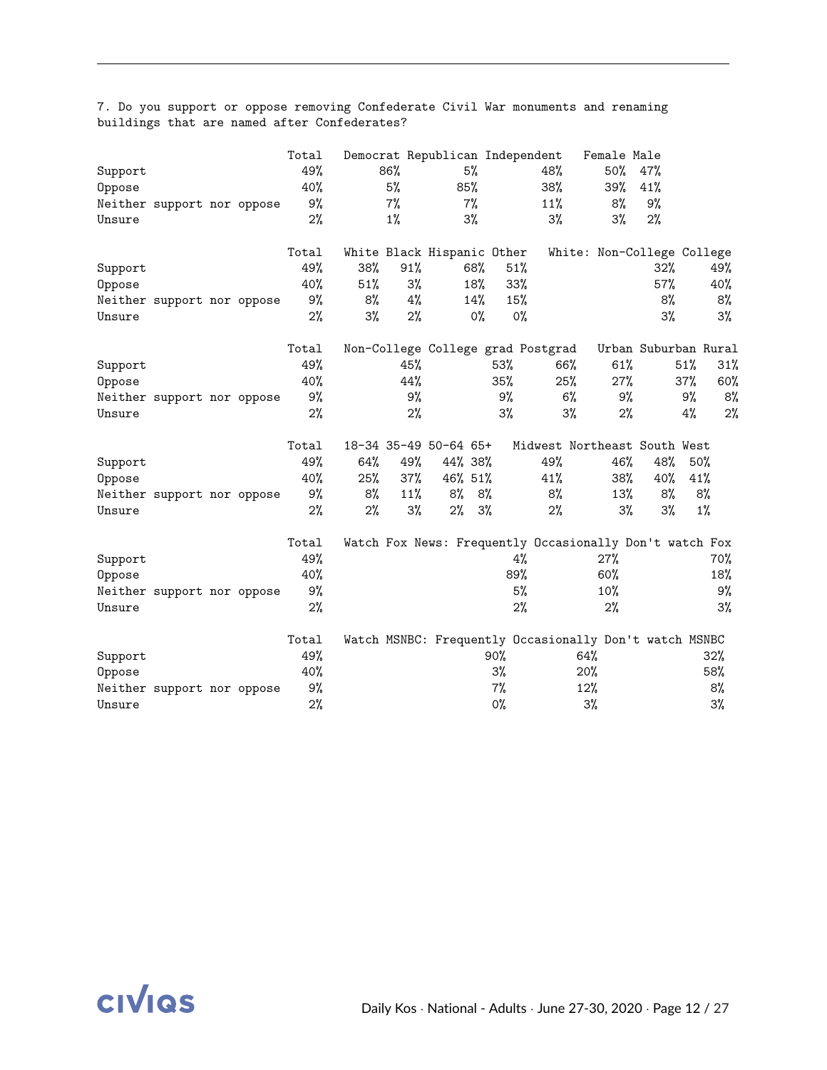7. Do you support or oppose removing Confederate Civil War monuments and renaming buildings that are named after Confederates?

| | Total | Democrat | Republican | Independent | Female | Male |
|---|---|---|---|---|---|---|
| Support | 49% | 86% | 5% | 48% | 50% | 47% |
| Oppose | 40% | 5% | 85% | 38% | 39% | 41% |
| Neither support nor oppose | 9% | 7% | 7% | 11% | 8% | 9% |
| Unsure | 2% | 1% | 3% | 3% | 3% | 2% |

| | Total | White | Black | Hispanic | Other | White: Non-College | College |
|---|---|---|---|---|---|---|---|
| Support | 49% | 38% | 91% | 68% | 51% | 32% | 49% |
| Oppose | 40% | 51% | 3% | 18% | 33% | 57% | 40% |
| Neither support nor oppose | 9% | 8% | 4% | 14% | 15% | 8% | 8% |
| Unsure | 2% | 3% | 2% | 0% | 0% | 3% | 3% |

| | Total | Non-College | College grad | Postgrad | Urban | Suburban | Rural |
|---|---|---|---|---|---|---|---|
| Support | 49% | 45% | 53% | 66% | 61% | 51% | 31% |
| Oppose | 40% | 44% | 35% | 25% | 27% | 37% | 60% |
| Neither support nor oppose | 9% | 9% | 9% | 6% | 9% | 9% | 8% |
| Unsure | 2% | 2% | 3% | 3% | 2% | 4% | 2% |

| | Total | 18-34 | 35-49 | 50-64 | 65+ | Midwest | Northeast | South | West |
|---|---|---|---|---|---|---|---|---|---|
| Support | 49% | 64% | 49% | 44% | 38% | 49% | 46% | 48% | 50% |
| Oppose | 40% | 25% | 37% | 46% | 51% | 41% | 38% | 40% | 41% |
| Neither support nor oppose | 9% | 8% | 11% | 8% | 8% | 8% | 13% | 8% | 8% |
| Unsure | 2% | 2% | 3% | 2% | 3% | 2% | 3% | 3% | 1% |

| | Total | Watch Fox News: Frequently | Occasionally | Don't watch Fox |
|---|---|---|---|---|
| Support | 49% | 4% | 27% | 70% |
| Oppose | 40% | 89% | 60% | 18% |
| Neither support nor oppose | 9% | 5% | 10% | 9% |
| Unsure | 2% | 2% | 2% | 3% |

| | Total | Watch MSNBC: Frequently | Occasionally | Don't watch MSNBC |
|---|---|---|---|---|
| Support | 49% | 90% | 64% | 32% |
| Oppose | 40% | 3% | 20% | 58% |
| Neither support nor oppose | 9% | 7% | 12% | 8% |
| Unsure | 2% | 0% | 3% | 3% |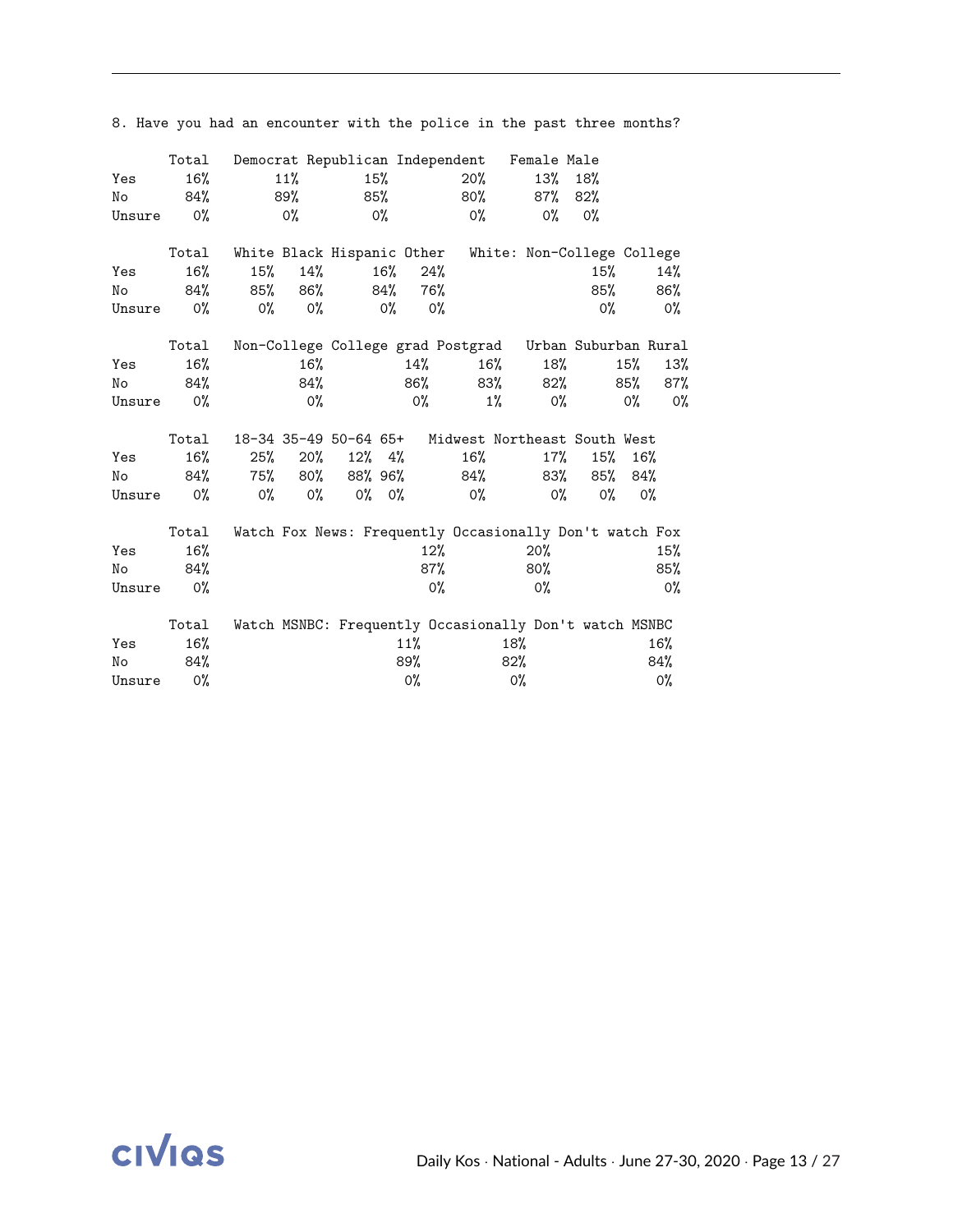8. Have you had an encounter with the police in the past three months?

| | Total | Democrat | Republican | Independent | Female | Male |
|---|---|---|---|---|---|---|
| Yes | 16% | 11% | 15% | 20% | 13% | 18% |
| No | 84% | 89% | 85% | 80% | 87% | 82% |
| Unsure | 0% | 0% | 0% | 0% | 0% | 0% |

| | Total | White | Black | Hispanic | Other | White: Non-College | College |
|---|---|---|---|---|---|---|---|
| Yes | 16% | 15% | 14% | 16% | 24% | 15% | 14% |
| No | 84% | 85% | 86% | 84% | 76% | 85% | 86% |
| Unsure | 0% | 0% | 0% | 0% | 0% | 0% | 0% |

| | Total | Non-College | College grad | Postgrad | Urban | Suburban | Rural |
|---|---|---|---|---|---|---|---|
| Yes | 16% | 16% | 14% | 16% | 18% | 15% | 13% |
| No | 84% | 84% | 86% | 83% | 82% | 85% | 87% |
| Unsure | 0% | 0% | 0% | 1% | 0% | 0% | 0% |

| | Total | 18-34 | 35-49 | 50-64 | 65+ | Midwest | Northeast | South | West |
|---|---|---|---|---|---|---|---|---|---|
| Yes | 16% | 25% | 20% | 12% | 4% | 16% | 17% | 15% | 16% |
| No | 84% | 75% | 80% | 88% | 96% | 84% | 83% | 85% | 84% |
| Unsure | 0% | 0% | 0% | 0% | 0% | 0% | 0% | 0% | 0% |

| | Total | Watch Fox News: Frequently | Occasionally | Don't watch Fox |
|---|---|---|---|---|
| Yes | 16% | 12% | 20% | 15% |
| No | 84% | 87% | 80% | 85% |
| Unsure | 0% | 0% | 0% | 0% |

| | Total | Watch MSNBC: Frequently | Occasionally | Don't watch MSNBC |
|---|---|---|---|---|
| Yes | 16% | 11% | 18% | 16% |
| No | 84% | 89% | 82% | 84% |
| Unsure | 0% | 0% | 0% | 0% |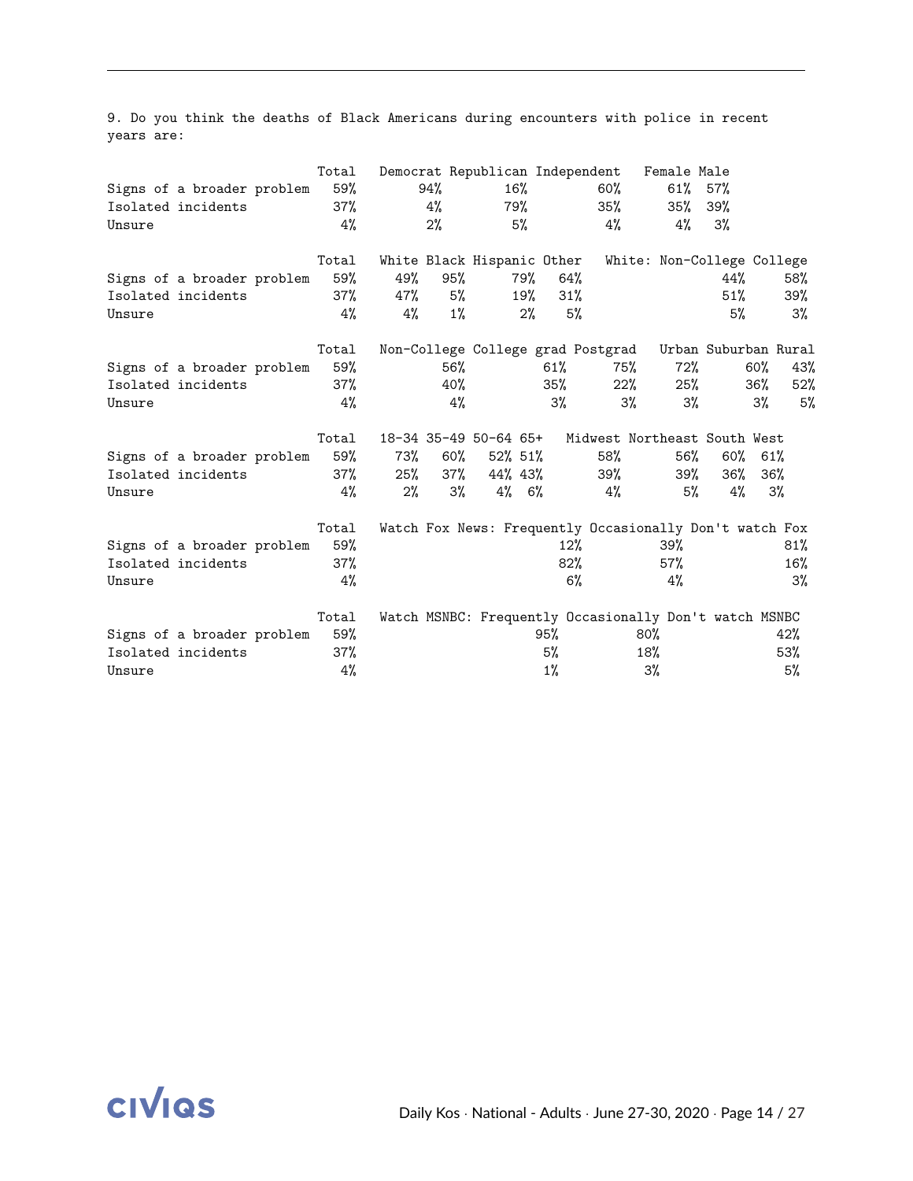9. Do you think the deaths of Black Americans during encounters with police in recent years are:

| | Total | Democrat | Republican | Independent | Female | Male |
|---|---|---|---|---|---|---|
| Signs of a broader problem | 59% | 94% | 16% | 60% | 61% | 57% |
| Isolated incidents | 37% | 4% | 79% | 35% | 35% | 39% |
| Unsure | 4% | 2% | 5% | 4% | 4% | 3% |

| | Total | White | Black | Hispanic | Other | White: Non-College | College |
|---|---|---|---|---|---|---|---|
| Signs of a broader problem | 59% | 49% | 95% | 79% | 64% | 44% | 58% |
| Isolated incidents | 37% | 47% | 5% | 19% | 31% | 51% | 39% |
| Unsure | 4% | 4% | 1% | 2% | 5% | 5% | 3% |

| | Total | Non-College | College grad | Postgrad | Urban | Suburban | Rural |
|---|---|---|---|---|---|---|---|
| Signs of a broader problem | 59% | 56% | 61% | 75% | 72% | 60% | 43% |
| Isolated incidents | 37% | 40% | 35% | 22% | 25% | 36% | 52% |
| Unsure | 4% | 4% | 3% | 3% | 3% | 3% | 5% |

| | Total | 18-34 | 35-49 | 50-64 | 65+ | Midwest | Northeast | South | West |
|---|---|---|---|---|---|---|---|---|---|
| Signs of a broader problem | 59% | 73% | 60% | 52% | 51% | 58% | 56% | 60% | 61% |
| Isolated incidents | 37% | 25% | 37% | 44% | 43% | 39% | 39% | 36% | 36% |
| Unsure | 4% | 2% | 3% | 4% | 6% | 4% | 5% | 4% | 3% |

| | Total | Watch Fox News: Frequently | Occasionally | Don't watch Fox |
|---|---|---|---|---|
| Signs of a broader problem | 59% | 12% | 39% | 81% |
| Isolated incidents | 37% | 82% | 57% | 16% |
| Unsure | 4% | 6% | 4% | 3% |

| | Total | Watch MSNBC: Frequently | Occasionally | Don't watch MSNBC |
|---|---|---|---|---|
| Signs of a broader problem | 59% | 95% | 80% | 42% |
| Isolated incidents | 37% | 5% | 18% | 53% |
| Unsure | 4% | 1% | 3% | 5% |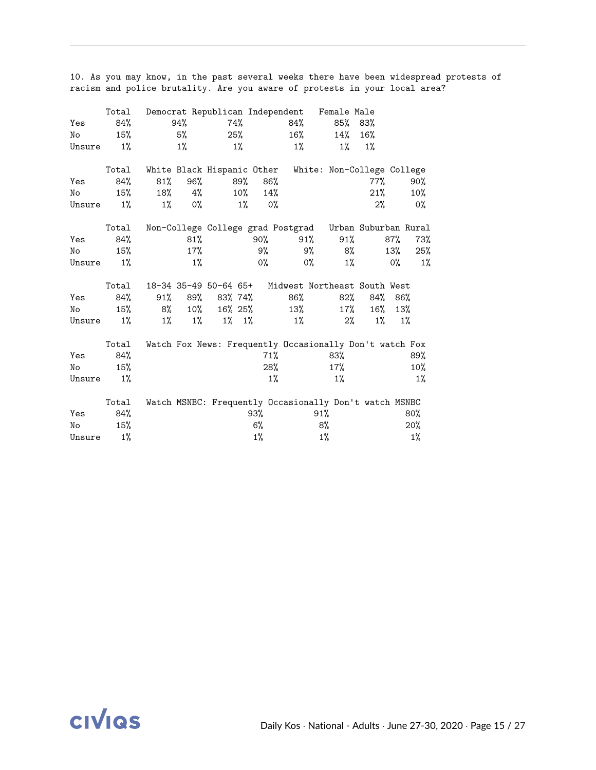10. As you may know, in the past several weeks there have been widespread protests of racism and police brutality. Are you aware of protests in your local area?

| | Total | Democrat | Republican | Independent | Female | Male |
|---|---|---|---|---|---|---|
| Yes | 84% | 94% | 74% | 84% | 85% | 83% |
| No | 15% | 5% | 25% | 16% | 14% | 16% |
| Unsure | 1% | 1% | 1% | 1% | 1% | 1% |

| | Total | White | Black | Hispanic | Other | White: Non-College | College |
|---|---|---|---|---|---|---|---|
| Yes | 84% | 81% | 96% | 89% | 86% | 77% | 90% |
| No | 15% | 18% | 4% | 10% | 14% | 21% | 10% |
| Unsure | 1% | 1% | 0% | 1% | 0% | 2% | 0% |

| | Total | Non-College | College grad | Postgrad | Urban | Suburban | Rural |
|---|---|---|---|---|---|---|---|
| Yes | 84% | 81% | 90% | 91% | 91% | 87% | 73% |
| No | 15% | 17% | 9% | 9% | 8% | 13% | 25% |
| Unsure | 1% | 1% | 0% | 0% | 1% | 0% | 1% |

| | Total | 18-34 | 35-49 | 50-64 | 65+ | Midwest | Northeast | South | West |
|---|---|---|---|---|---|---|---|---|---|
| Yes | 84% | 91% | 89% | 83% | 74% | 86% | 82% | 84% | 86% |
| No | 15% | 8% | 10% | 16% | 25% | 13% | 17% | 16% | 13% |
| Unsure | 1% | 1% | 1% | 1% | 1% | 1% | 2% | 1% | 1% |

| | Total | Watch Fox News: Frequently | Occasionally | Don't watch Fox |
|---|---|---|---|---|
| Yes | 84% | 71% | 83% | 89% |
| No | 15% | 28% | 17% | 10% |
| Unsure | 1% | 1% | 1% | 1% |

| | Total | Watch MSNBC: Frequently | Occasionally | Don't watch MSNBC |
|---|---|---|---|---|
| Yes | 84% | 93% | 91% | 80% |
| No | 15% | 6% | 8% | 20% |
| Unsure | 1% | 1% | 1% | 1% |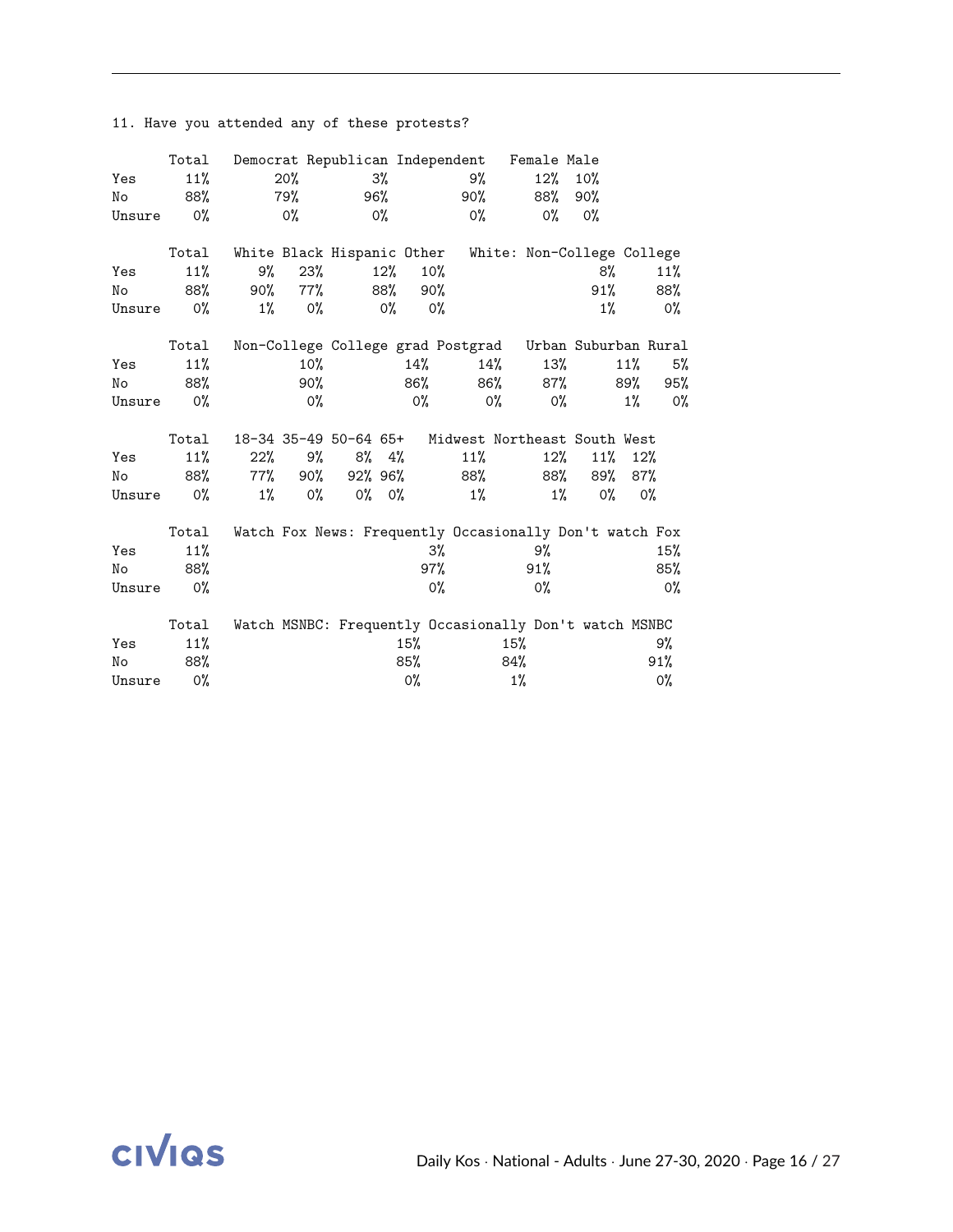11. Have you attended any of these protests?

| | Total | Democrat | Republican | Independent | Female | Male |
|---|---|---|---|---|---|---|
| Yes | 11% | 20% | 3% | 9% | 12% | 10% |
| No | 88% | 79% | 96% | 90% | 88% | 90% |
| Unsure | 0% | 0% | 0% | 0% | 0% | 0% |

| | Total | White | Black | Hispanic | Other | White: Non-College | College |
|---|---|---|---|---|---|---|---|
| Yes | 11% | 9% | 23% | 12% | 10% | 8% | 11% |
| No | 88% | 90% | 77% | 88% | 90% | 91% | 88% |
| Unsure | 0% | 1% | 0% | 0% | 0% | 1% | 0% |

| | Total | Non-College | College grad | Postgrad | Urban | Suburban | Rural |
|---|---|---|---|---|---|---|---|
| Yes | 11% | 10% | 14% | 14% | 13% | 11% | 5% |
| No | 88% | 90% | 86% | 86% | 87% | 89% | 95% |
| Unsure | 0% | 0% | 0% | 0% | 0% | 1% | 0% |

| | Total | 18-34 | 35-49 | 50-64 | 65+ | Midwest | Northeast | South | West |
|---|---|---|---|---|---|---|---|---|---|
| Yes | 11% | 22% | 9% | 8% | 4% | 11% | 12% | 11% | 12% |
| No | 88% | 77% | 90% | 92% | 96% | 88% | 88% | 89% | 87% |
| Unsure | 0% | 1% | 0% | 0% | 0% | 1% | 1% | 0% | 0% |

| | Total | Watch Fox News: Frequently | Occasionally | Don't watch Fox |
|---|---|---|---|---|
| Yes | 11% | 3% | 9% | 15% |
| No | 88% | 97% | 91% | 85% |
| Unsure | 0% | 0% | 0% | 0% |

| | Total | Watch MSNBC: Frequently | Occasionally | Don't watch MSNBC |
|---|---|---|---|---|
| Yes | 11% | 15% | 15% | 9% |
| No | 88% | 85% | 84% | 91% |
| Unsure | 0% | 0% | 1% | 0% |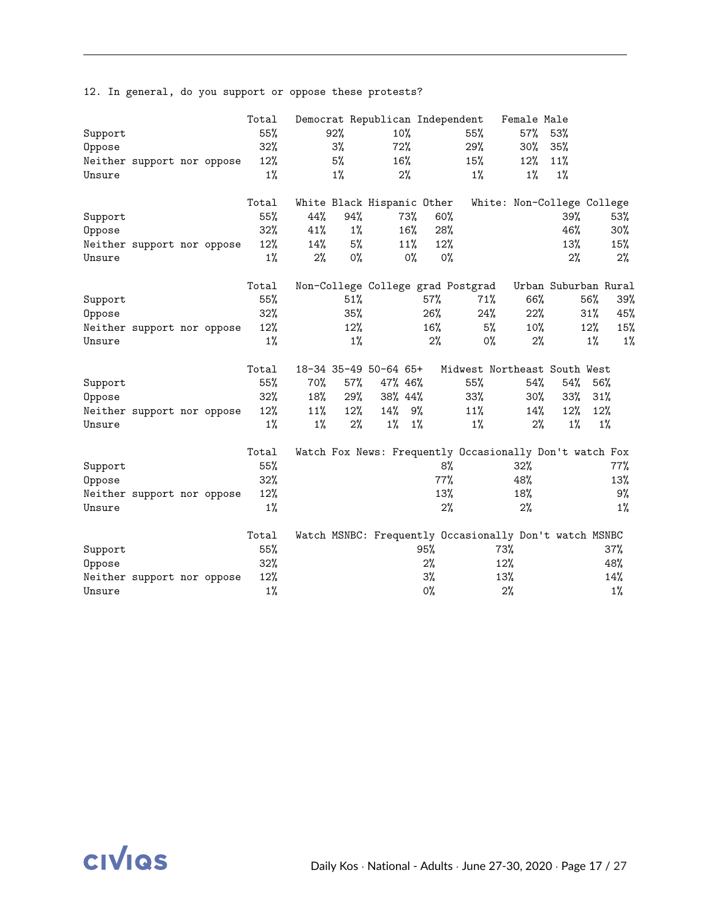12. In general, do you support or oppose these protests?

| | Total | Democrat | Republican | Independent | Female | Male |
|---|---|---|---|---|---|---|
| Support | 55% | 92% | 10% | 55% | 57% | 53% |
| Oppose | 32% | 3% | 72% | 29% | 30% | 35% |
| Neither support nor oppose | 12% | 5% | 16% | 15% | 12% | 11% |
| Unsure | 1% | 1% | 2% | 1% | 1% | 1% |

| | Total | White | Black | Hispanic | Other | White: Non-College | College |
|---|---|---|---|---|---|---|---|
| Support | 55% | 44% | 94% | 73% | 60% | 39% | 53% |
| Oppose | 32% | 41% | 1% | 16% | 28% | 46% | 30% |
| Neither support nor oppose | 12% | 14% | 5% | 11% | 12% | 13% | 15% |
| Unsure | 1% | 2% | 0% | 0% | 0% | 2% | 2% |

| | Total | Non-College | College grad | Postgrad | Urban | Suburban | Rural |
|---|---|---|---|---|---|---|---|
| Support | 55% | 51% | 57% | 71% | 66% | 56% | 39% |
| Oppose | 32% | 35% | 26% | 24% | 22% | 31% | 45% |
| Neither support nor oppose | 12% | 12% | 16% | 5% | 10% | 12% | 15% |
| Unsure | 1% | 1% | 2% | 0% | 2% | 1% | 1% |

| | Total | 18-34 | 35-49 | 50-64 | 65+ | Midwest | Northeast | South | West |
|---|---|---|---|---|---|---|---|---|---|
| Support | 55% | 70% | 57% | 47% | 46% | 55% | 54% | 54% | 56% |
| Oppose | 32% | 18% | 29% | 38% | 44% | 33% | 30% | 33% | 31% |
| Neither support nor oppose | 12% | 11% | 12% | 14% | 9% | 11% | 14% | 12% | 12% |
| Unsure | 1% | 1% | 2% | 1% | 1% | 1% | 2% | 1% | 1% |

| | Total | Watch Fox News: Frequently | Occasionally | Don't watch Fox |
|---|---|---|---|---|
| Support | 55% | 8% | 32% | 77% |
| Oppose | 32% | 77% | 48% | 13% |
| Neither support nor oppose | 12% | 13% | 18% | 9% |
| Unsure | 1% | 2% | 2% | 1% |

| | Total | Watch MSNBC: Frequently | Occasionally | Don't watch MSNBC |
|---|---|---|---|---|
| Support | 55% | 95% | 73% | 37% |
| Oppose | 32% | 2% | 12% | 48% |
| Neither support nor oppose | 12% | 3% | 13% | 14% |
| Unsure | 1% | 0% | 2% | 1% |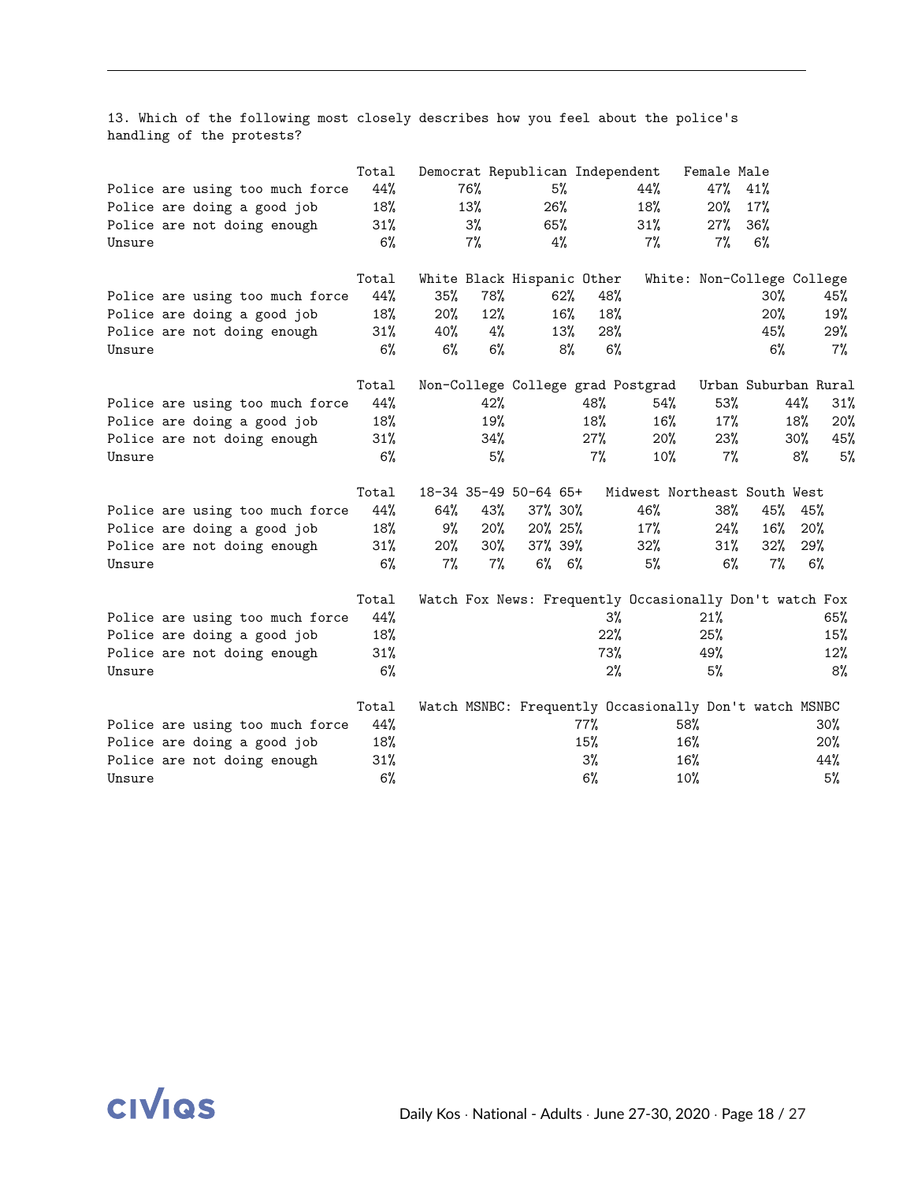13. Which of the following most closely describes how you feel about the police's handling of the protests?

| | Total | Democrat | Republican | Independent | Female | Male |
|---|---|---|---|---|---|---|
| Police are using too much force | 44% | 76% | 5% | 44% | 47% | 41% |
| Police are doing a good job | 18% | 13% | 26% | 18% | 20% | 17% |
| Police are not doing enough | 31% | 3% | 65% | 31% | 27% | 36% |
| Unsure | 6% | 7% | 4% | 7% | 7% | 6% |

| | Total | White | Black | Hispanic | Other | White: Non-College | College |
|---|---|---|---|---|---|---|---|
| Police are using too much force | 44% | 35% | 78% | 62% | 48% | 30% | 45% |
| Police are doing a good job | 18% | 20% | 12% | 16% | 18% | 20% | 19% |
| Police are not doing enough | 31% | 40% | 4% | 13% | 28% | 45% | 29% |
| Unsure | 6% | 6% | 6% | 8% | 6% | 6% | 7% |

| | Total | Non-College | College grad | Postgrad | Urban | Suburban | Rural |
|---|---|---|---|---|---|---|---|
| Police are using too much force | 44% | 42% | 48% | 54% | 53% | 44% | 31% |
| Police are doing a good job | 18% | 19% | 18% | 16% | 17% | 18% | 20% |
| Police are not doing enough | 31% | 34% | 27% | 20% | 23% | 30% | 45% |
| Unsure | 6% | 5% | 7% | 10% | 7% | 8% | 5% |

| | Total | 18-34 | 35-49 | 50-64 | 65+ | Midwest | Northeast | South | West |
|---|---|---|---|---|---|---|---|---|---|
| Police are using too much force | 44% | 64% | 43% | 37% | 30% | 46% | 38% | 45% | 45% |
| Police are doing a good job | 18% | 9% | 20% | 20% | 25% | 17% | 24% | 16% | 20% |
| Police are not doing enough | 31% | 20% | 30% | 37% | 39% | 32% | 31% | 32% | 29% |
| Unsure | 6% | 7% | 7% | 6% | 6% | 5% | 6% | 7% | 6% |

| | Total | Watch Fox News: Frequently | Occasionally | Don't watch Fox |
|---|---|---|---|---|
| Police are using too much force | 44% | 3% | 21% | 65% |
| Police are doing a good job | 18% | 22% | 25% | 15% |
| Police are not doing enough | 31% | 73% | 49% | 12% |
| Unsure | 6% | 2% | 5% | 8% |

| | Total | Watch MSNBC: Frequently | Occasionally | Don't watch MSNBC |
|---|---|---|---|---|
| Police are using too much force | 44% | 77% | 58% | 30% |
| Police are doing a good job | 18% | 15% | 16% | 20% |
| Police are not doing enough | 31% | 3% | 16% | 44% |
| Unsure | 6% | 6% | 10% | 5% |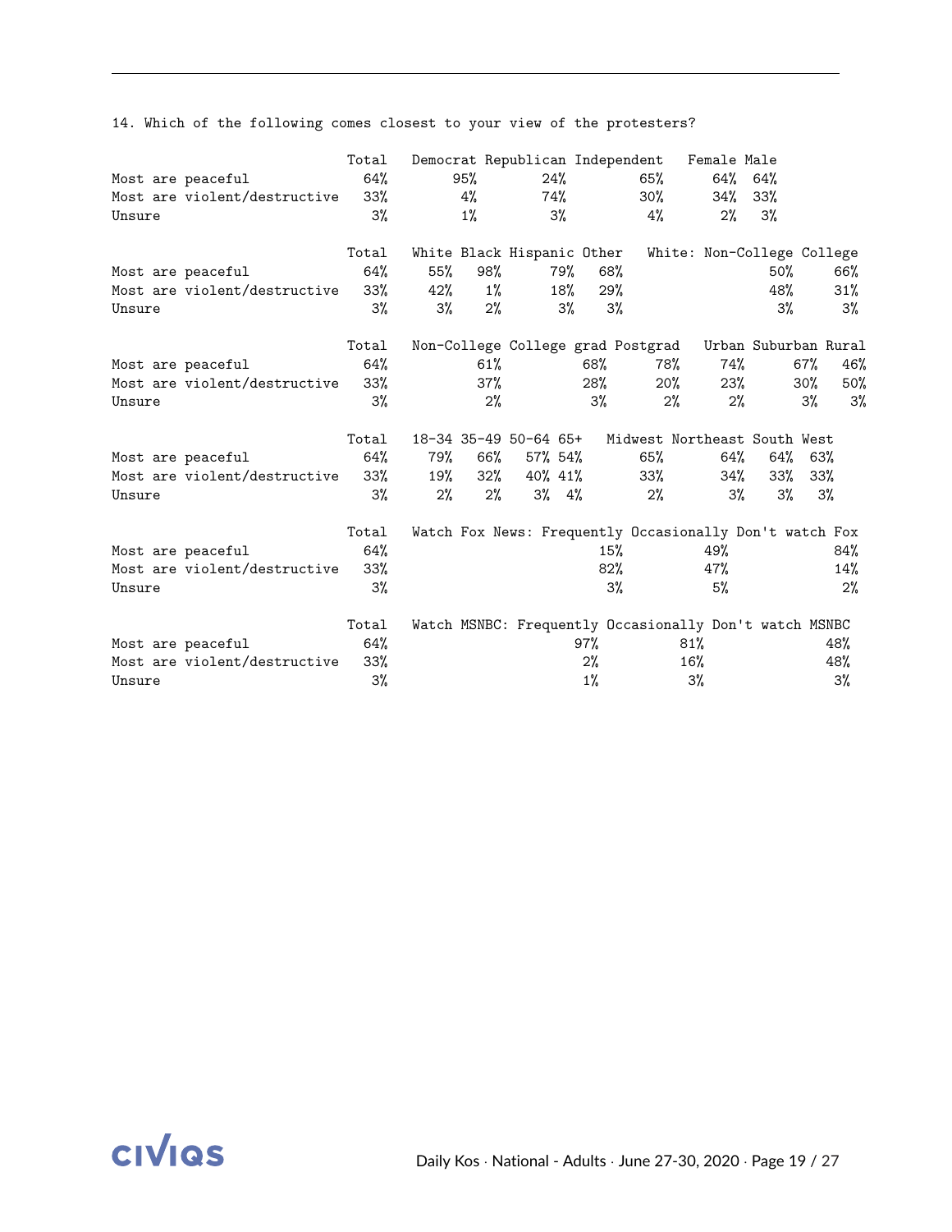14. Which of the following comes closest to your view of the protesters?

| | Total | Democrat | Republican | Independent | Female | Male |
|---|---|---|---|---|---|---|
| Most are peaceful | 64% | 95% | 24% | 65% | 64% | 64% |
| Most are violent/destructive | 33% | 4% | 74% | 30% | 34% | 33% |
| Unsure | 3% | 1% | 3% | 4% | 2% | 3% |

| | Total | White | Black | Hispanic | Other | White: Non-College | College |
|---|---|---|---|---|---|---|---|
| Most are peaceful | 64% | 55% | 98% | 79% | 68% | 50% | 66% |
| Most are violent/destructive | 33% | 42% | 1% | 18% | 29% | 48% | 31% |
| Unsure | 3% | 3% | 2% | 3% | 3% | 3% | 3% |

| | Total | Non-College | College grad | Postgrad | Urban | Suburban | Rural |
|---|---|---|---|---|---|---|---|
| Most are peaceful | 64% | 61% | 68% | 78% | 74% | 67% | 46% |
| Most are violent/destructive | 33% | 37% | 28% | 20% | 23% | 30% | 50% |
| Unsure | 3% | 2% | 3% | 2% | 2% | 3% | 3% |

| | Total | 18-34 | 35-49 | 50-64 | 65+ | Midwest | Northeast | South | West |
|---|---|---|---|---|---|---|---|---|---|
| Most are peaceful | 64% | 79% | 66% | 57% | 54% | 65% | 64% | 64% | 63% |
| Most are violent/destructive | 33% | 19% | 32% | 40% | 41% | 33% | 34% | 33% | 33% |
| Unsure | 3% | 2% | 2% | 3% | 4% | 2% | 3% | 3% | 3% |

| | Total | Watch Fox News: Frequently | Occasionally | Don't watch Fox |
|---|---|---|---|---|
| Most are peaceful | 64% | 15% | 49% | 84% |
| Most are violent/destructive | 33% | 82% | 47% | 14% |
| Unsure | 3% | 3% | 5% | 2% |

| | Total | Watch MSNBC: Frequently | Occasionally | Don't watch MSNBC |
|---|---|---|---|---|
| Most are peaceful | 64% | 97% | 81% | 48% |
| Most are violent/destructive | 33% | 2% | 16% | 48% |
| Unsure | 3% | 1% | 3% | 3% |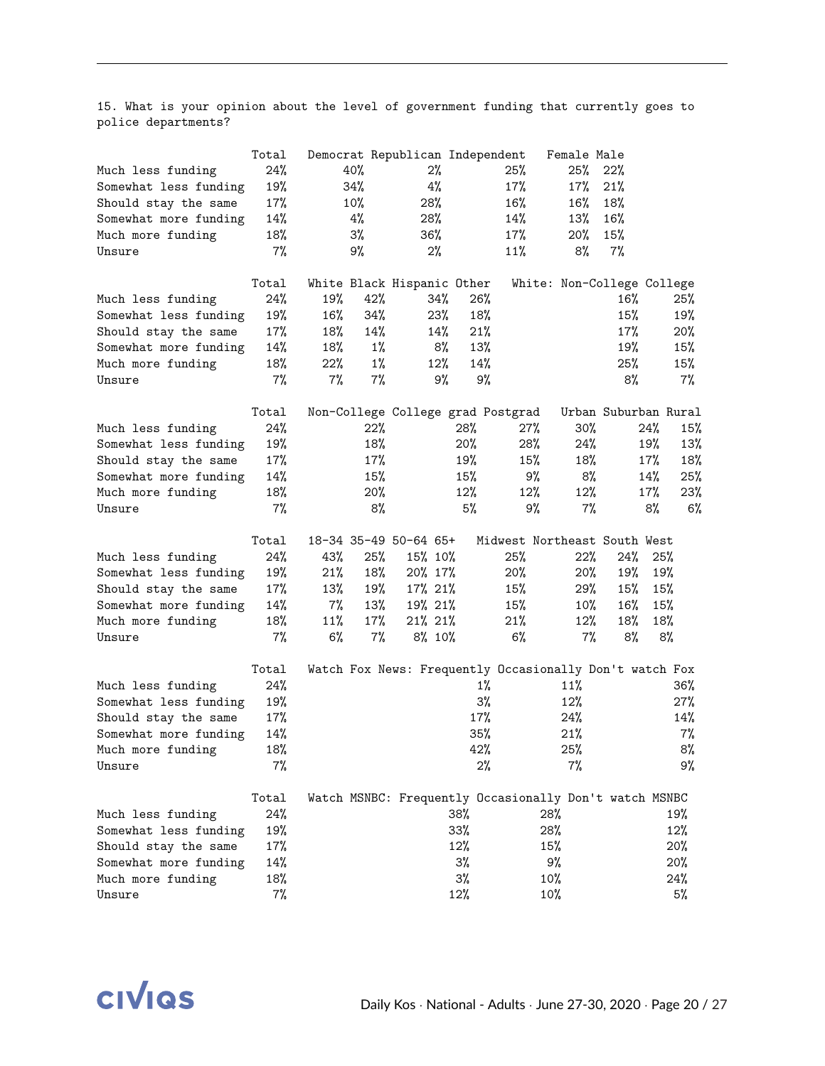15. What is your opinion about the level of government funding that currently goes to police departments?

| | Total | Democrat | Republican | Independent | Female | Male |
|---|---|---|---|---|---|---|
| Much less funding | 24% | 40% | 2% | 25% | 25% | 22% |
| Somewhat less funding | 19% | 34% | 4% | 17% | 17% | 21% |
| Should stay the same | 17% | 10% | 28% | 16% | 16% | 18% |
| Somewhat more funding | 14% | 4% | 28% | 14% | 13% | 16% |
| Much more funding | 18% | 3% | 36% | 17% | 20% | 15% |
| Unsure | 7% | 9% | 2% | 11% | 8% | 7% |

| | Total | White | Black | Hispanic | Other | White: Non-College | College |
|---|---|---|---|---|---|---|---|
| Much less funding | 24% | 19% | 42% | 34% | 26% | 16% | 25% |
| Somewhat less funding | 19% | 16% | 34% | 23% | 18% | 15% | 19% |
| Should stay the same | 17% | 18% | 14% | 14% | 21% | 17% | 20% |
| Somewhat more funding | 14% | 18% | 1% | 8% | 13% | 19% | 15% |
| Much more funding | 18% | 22% | 1% | 12% | 14% | 25% | 15% |
| Unsure | 7% | 7% | 7% | 9% | 9% | 8% | 7% |

| | Total | Non-College | College grad | Postgrad | Urban | Suburban | Rural |
|---|---|---|---|---|---|---|---|
| Much less funding | 24% | 22% | 28% | 27% | 30% | 24% | 15% |
| Somewhat less funding | 19% | 18% | 20% | 28% | 24% | 19% | 13% |
| Should stay the same | 17% | 17% | 19% | 15% | 18% | 17% | 18% |
| Somewhat more funding | 14% | 15% | 15% | 9% | 8% | 14% | 25% |
| Much more funding | 18% | 20% | 12% | 12% | 12% | 17% | 23% |
| Unsure | 7% | 8% | 5% | 9% | 7% | 8% | 6% |

| | Total | 18-34 | 35-49 | 50-64 | 65+ | Midwest | Northeast | South | West |
|---|---|---|---|---|---|---|---|---|---|
| Much less funding | 24% | 43% | 25% | 15% | 10% | 25% | 22% | 24% | 25% |
| Somewhat less funding | 19% | 21% | 18% | 20% | 17% | 20% | 20% | 19% | 19% |
| Should stay the same | 17% | 13% | 19% | 17% | 21% | 15% | 29% | 15% | 15% |
| Somewhat more funding | 14% | 7% | 13% | 19% | 21% | 15% | 10% | 16% | 15% |
| Much more funding | 18% | 11% | 17% | 21% | 21% | 21% | 12% | 18% | 18% |
| Unsure | 7% | 6% | 7% | 8% | 10% | 6% | 7% | 8% | 8% |

| | Total | Watch Fox News: Frequently | Occasionally | Don't watch Fox |
|---|---|---|---|---|
| Much less funding | 24% | 1% | 11% | 36% |
| Somewhat less funding | 19% | 3% | 12% | 27% |
| Should stay the same | 17% | 17% | 24% | 14% |
| Somewhat more funding | 14% | 35% | 21% | 7% |
| Much more funding | 18% | 42% | 25% | 8% |
| Unsure | 7% | 2% | 7% | 9% |

| | Total | Watch MSNBC: Frequently | Occasionally | Don't watch MSNBC |
|---|---|---|---|---|
| Much less funding | 24% | 38% | 28% | 19% |
| Somewhat less funding | 19% | 33% | 28% | 12% |
| Should stay the same | 17% | 12% | 15% | 20% |
| Somewhat more funding | 14% | 3% | 9% | 20% |
| Much more funding | 18% | 3% | 10% | 24% |
| Unsure | 7% | 12% | 10% | 5% |

Daily Kos · National - Adults · June 27-30, 2020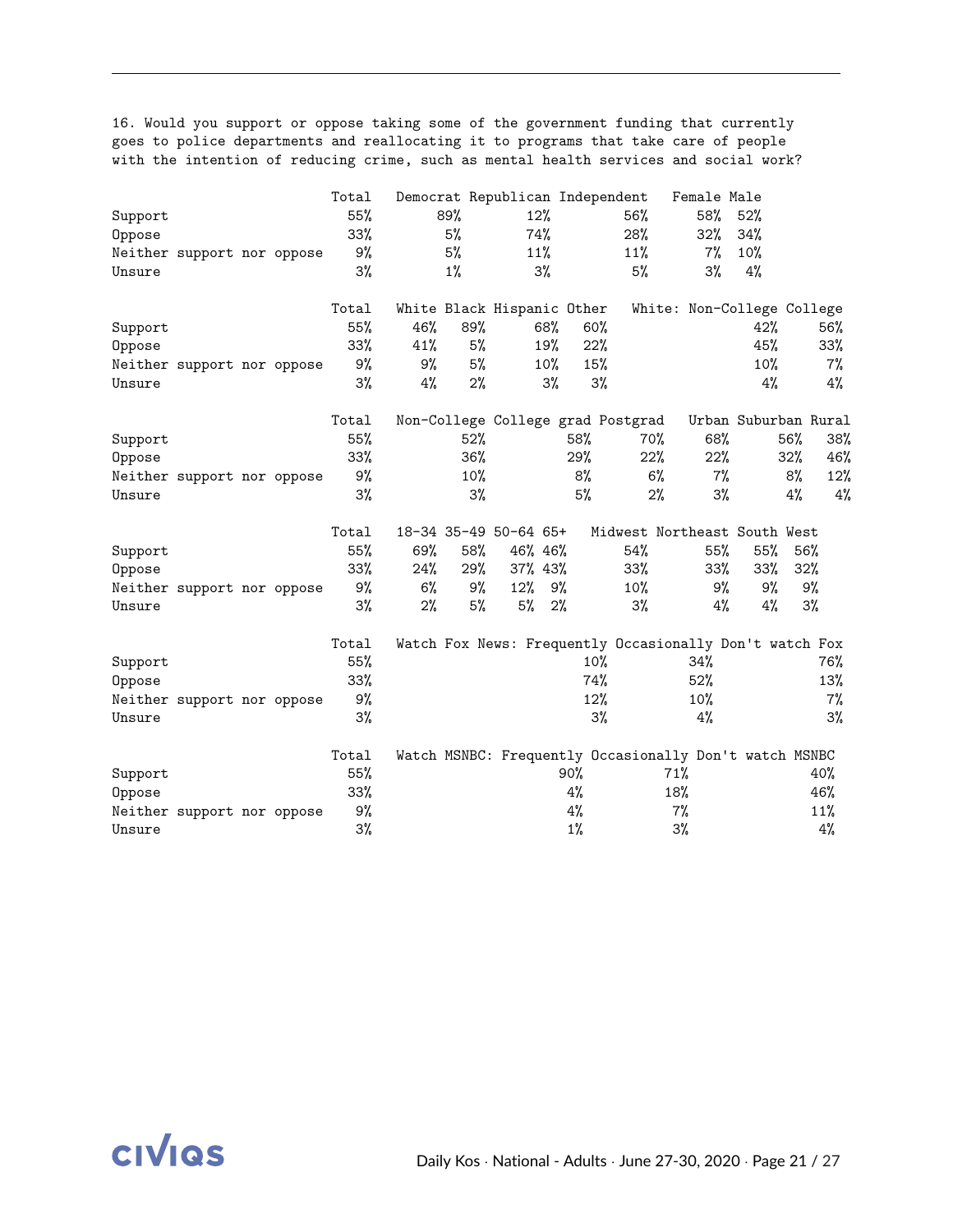16. Would you support or oppose taking some of the government funding that currently goes to police departments and reallocating it to programs that take care of people with the intention of reducing crime, such as mental health services and social work?

| | Total | Democrat | Republican | Independent | Female | Male |
|---|---|---|---|---|---|---|
| Support | 55% | 89% | 12% | 56% | 58% | 52% |
| Oppose | 33% | 5% | 74% | 28% | 32% | 34% |
| Neither support nor oppose | 9% | 5% | 11% | 11% | 7% | 10% |
| Unsure | 3% | 1% | 3% | 5% | 3% | 4% |

| | Total | White | Black | Hispanic | Other | White: Non-College | College |
|---|---|---|---|---|---|---|---|
| Support | 55% | 46% | 89% | 68% | 60% | 42% | 56% |
| Oppose | 33% | 41% | 5% | 19% | 22% | 45% | 33% |
| Neither support nor oppose | 9% | 9% | 5% | 10% | 15% | 10% | 7% |
| Unsure | 3% | 4% | 2% | 3% | 3% | 4% | 4% |

| | Total | Non-College | College grad | Postgrad | Urban | Suburban | Rural |
|---|---|---|---|---|---|---|---|
| Support | 55% | 52% | 58% | 70% | 68% | 56% | 38% |
| Oppose | 33% | 36% | 29% | 22% | 22% | 32% | 46% |
| Neither support nor oppose | 9% | 10% | 8% | 6% | 7% | 8% | 12% |
| Unsure | 3% | 3% | 5% | 2% | 3% | 4% | 4% |

| | Total | 18-34 | 35-49 | 50-64 | 65+ | Midwest | Northeast | South | West |
|---|---|---|---|---|---|---|---|---|---|
| Support | 55% | 69% | 58% | 46% | 46% | 54% | 55% | 55% | 56% |
| Oppose | 33% | 24% | 29% | 37% | 43% | 33% | 33% | 33% | 32% |
| Neither support nor oppose | 9% | 6% | 9% | 12% | 9% | 10% | 9% | 9% | 9% |
| Unsure | 3% | 2% | 5% | 5% | 2% | 3% | 4% | 4% | 3% |

| | Total | Watch Fox News: Frequently | Occasionally | Don't watch Fox |
|---|---|---|---|---|
| Support | 55% | 10% | 34% | 76% |
| Oppose | 33% | 74% | 52% | 13% |
| Neither support nor oppose | 9% | 12% | 10% | 7% |
| Unsure | 3% | 3% | 4% | 3% |

| | Total | Watch MSNBC: Frequently | Occasionally | Don't watch MSNBC |
|---|---|---|---|---|
| Support | 55% | 90% | 71% | 40% |
| Oppose | 33% | 4% | 18% | 46% |
| Neither support nor oppose | 9% | 4% | 7% | 11% |
| Unsure | 3% | 1% | 3% | 4% |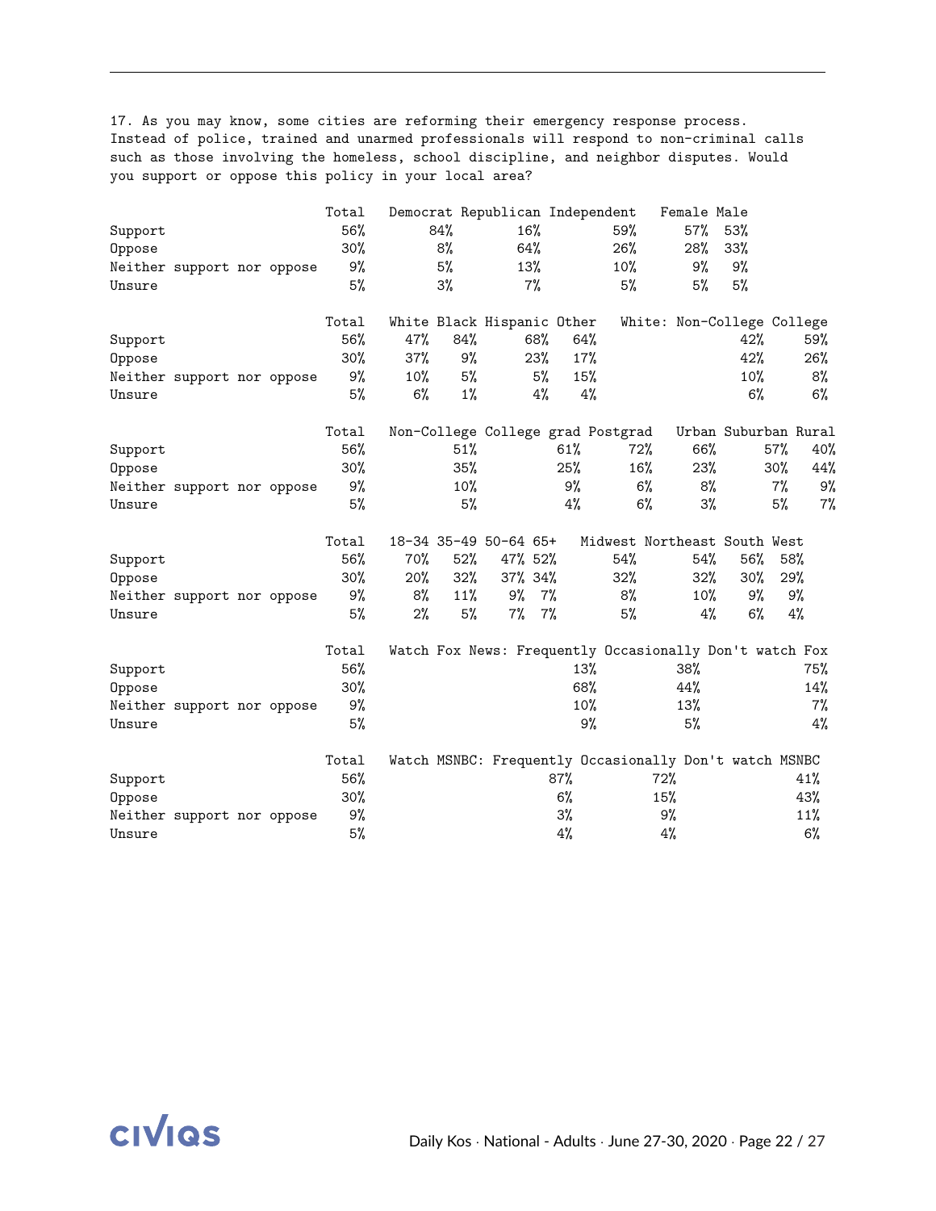17. As you may know, some cities are reforming their emergency response process. Instead of police, trained and unarmed professionals will respond to non-criminal calls such as those involving the homeless, school discipline, and neighbor disputes. Would you support or oppose this policy in your local area?

| | Total | Democrat | Republican | Independent | Female | Male |
|---|---|---|---|---|---|---|
| Support | 56% | 84% | 16% | 59% | 57% | 53% |
| Oppose | 30% | 8% | 64% | 26% | 28% | 33% |
| Neither support nor oppose | 9% | 5% | 13% | 10% | 9% | 9% |
| Unsure | 5% | 3% | 7% | 5% | 5% | 5% |

| | Total | White | Black | Hispanic | Other | White: Non-College | College |
|---|---|---|---|---|---|---|---|
| Support | 56% | 47% | 84% | 68% | 64% | 42% | 59% |
| Oppose | 30% | 37% | 9% | 23% | 17% | 42% | 26% |
| Neither support nor oppose | 9% | 10% | 5% | 5% | 15% | 10% | 8% |
| Unsure | 5% | 6% | 1% | 4% | 4% | 6% | 6% |

| | Total | Non-College | College grad | Postgrad | Urban | Suburban | Rural |
|---|---|---|---|---|---|---|---|
| Support | 56% | 51% | 61% | 72% | 66% | 57% | 40% |
| Oppose | 30% | 35% | 25% | 16% | 23% | 30% | 44% |
| Neither support nor oppose | 9% | 10% | 9% | 6% | 8% | 7% | 9% |
| Unsure | 5% | 5% | 4% | 6% | 3% | 5% | 7% |

| | Total | 18-34 | 35-49 | 50-64 | 65+ | Midwest | Northeast | South | West |
|---|---|---|---|---|---|---|---|---|---|
| Support | 56% | 70% | 52% | 47% | 52% | 54% | 54% | 56% | 58% |
| Oppose | 30% | 20% | 32% | 37% | 34% | 32% | 32% | 30% | 29% |
| Neither support nor oppose | 9% | 8% | 11% | 9% | 7% | 8% | 10% | 9% | 9% |
| Unsure | 5% | 2% | 5% | 7% | 7% | 5% | 4% | 6% | 4% |

| | Total | Watch Fox News: Frequently | Occasionally | Don't watch Fox |
|---|---|---|---|---|
| Support | 56% | 13% | 38% | 75% |
| Oppose | 30% | 68% | 44% | 14% |
| Neither support nor oppose | 9% | 10% | 13% | 7% |
| Unsure | 5% | 9% | 5% | 4% |

| | Total | Watch MSNBC: Frequently | Occasionally | Don't watch MSNBC |
|---|---|---|---|---|
| Support | 56% | 87% | 72% | 41% |
| Oppose | 30% | 6% | 15% | 43% |
| Neither support nor oppose | 9% | 3% | 9% | 11% |
| Unsure | 5% | 4% | 4% | 6% |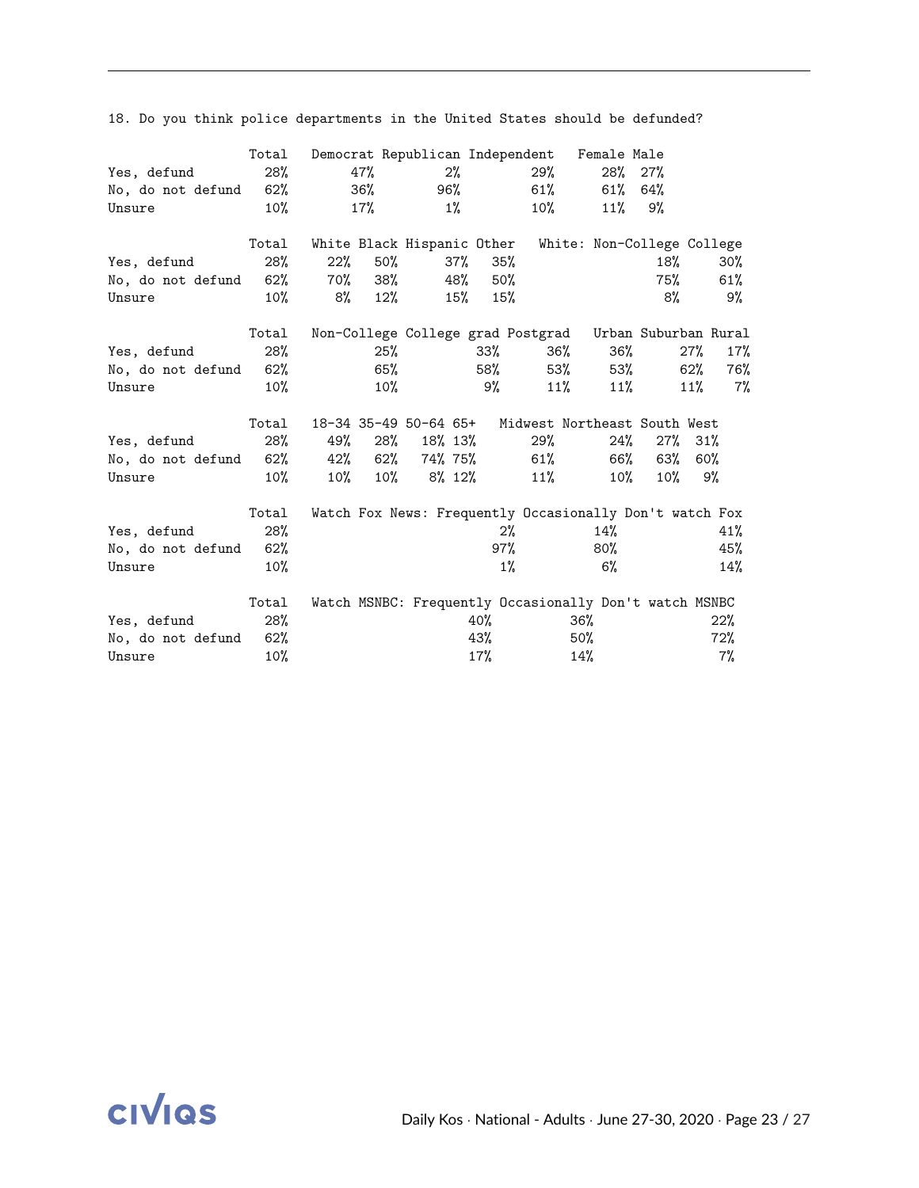18. Do you think police departments in the United States should be defunded?

| | Total | Democrat | Republican | Independent | Female | Male |
|---|---|---|---|---|---|---|
| Yes, defund | 28% | 47% | 2% | 29% | 28% | 27% |
| No, do not defund | 62% | 36% | 96% | 61% | 61% | 64% |
| Unsure | 10% | 17% | 1% | 10% | 11% | 9% |

| | Total | White | Black | Hispanic | Other | White: Non-College | College |
|---|---|---|---|---|---|---|---|
| Yes, defund | 28% | 22% | 50% | 37% | 35% | 18% | 30% |
| No, do not defund | 62% | 70% | 38% | 48% | 50% | 75% | 61% |
| Unsure | 10% | 8% | 12% | 15% | 15% | 8% | 9% |

| | Total | Non-College | College grad | Postgrad | Urban | Suburban | Rural |
|---|---|---|---|---|---|---|---|
| Yes, defund | 28% | 25% | 33% | 36% | 36% | 27% | 17% |
| No, do not defund | 62% | 65% | 58% | 53% | 53% | 62% | 76% |
| Unsure | 10% | 10% | 9% | 11% | 11% | 11% | 7% |

| | Total | 18-34 | 35-49 | 50-64 | 65+ | Midwest | Northeast | South | West |
|---|---|---|---|---|---|---|---|---|---|
| Yes, defund | 28% | 49% | 28% | 18% | 13% | 29% | 24% | 27% | 31% |
| No, do not defund | 62% | 42% | 62% | 74% | 75% | 61% | 66% | 63% | 60% |
| Unsure | 10% | 10% | 10% | 8% | 12% | 11% | 10% | 10% | 9% |

| | Total | Watch Fox News: Frequently | Occasionally | Don't watch Fox |
|---|---|---|---|---|
| Yes, defund | 28% | 2% | 14% | 41% |
| No, do not defund | 62% | 97% | 80% | 45% |
| Unsure | 10% | 1% | 6% | 14% |

| | Total | Watch MSNBC: Frequently | Occasionally | Don't watch MSNBC |
|---|---|---|---|---|
| Yes, defund | 28% | 40% | 36% | 22% |
| No, do not defund | 62% | 43% | 50% | 72% |
| Unsure | 10% | 17% | 14% | 7% |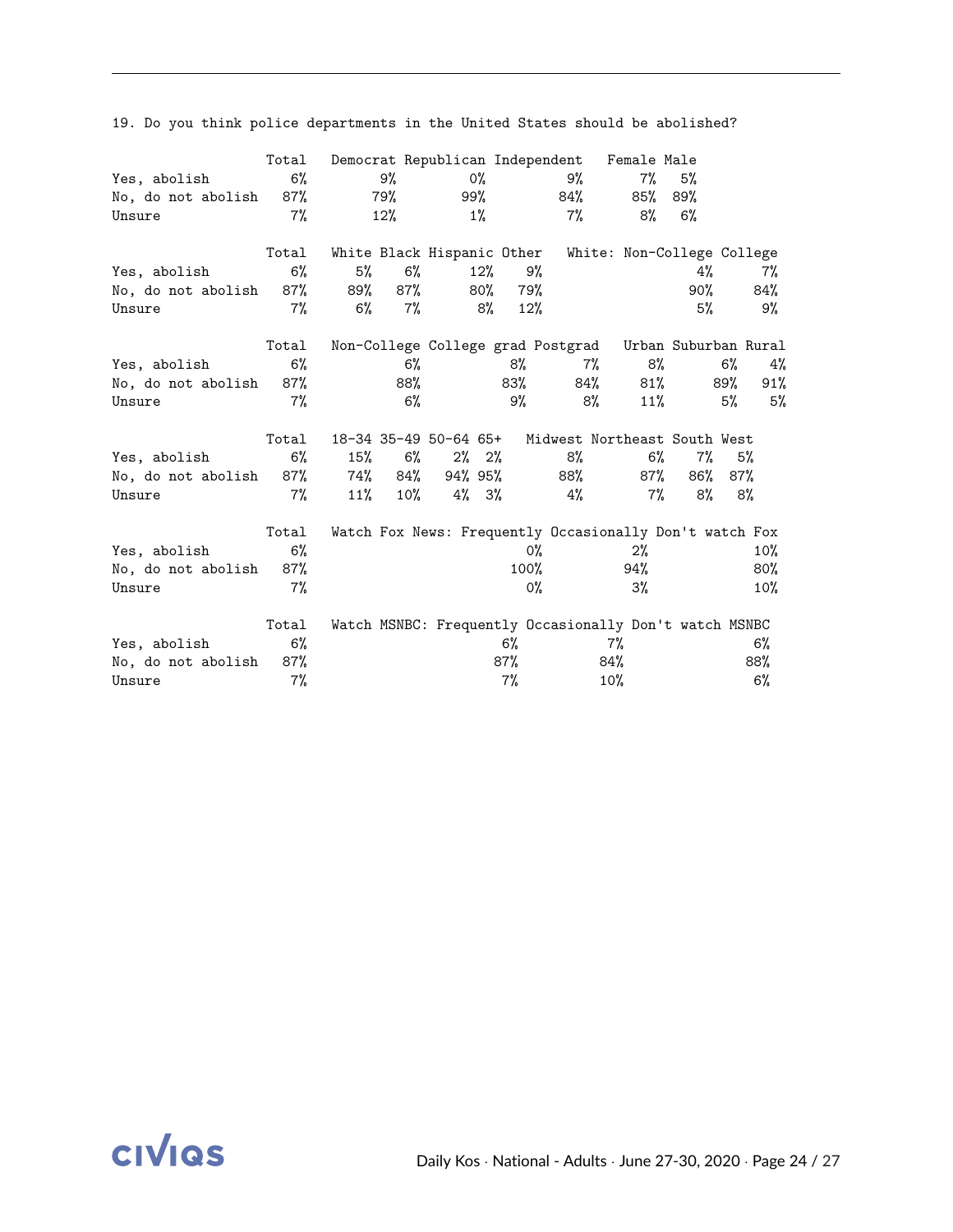19. Do you think police departments in the United States should be abolished?

| | Total | Democrat | Republican | Independent | Female | Male |
|---|---|---|---|---|---|---|
| Yes, abolish | 6% | 9% | 0% | 9% | 7% | 5% |
| No, do not abolish | 87% | 79% | 99% | 84% | 85% | 89% |
| Unsure | 7% | 12% | 1% | 7% | 8% | 6% |

| | Total | White | Black | Hispanic | Other | White: Non-College | College |
|---|---|---|---|---|---|---|---|
| Yes, abolish | 6% | 5% | 6% | 12% | 9% | 4% | 7% |
| No, do not abolish | 87% | 89% | 87% | 80% | 79% | 90% | 84% |
| Unsure | 7% | 6% | 7% | 8% | 12% | 5% | 9% |

| | Total | Non-College | College grad | Postgrad | Urban | Suburban | Rural |
|---|---|---|---|---|---|---|---|
| Yes, abolish | 6% | 6% | 8% | 7% | 8% | 6% | 4% |
| No, do not abolish | 87% | 88% | 83% | 84% | 81% | 89% | 91% |
| Unsure | 7% | 6% | 9% | 8% | 11% | 5% | 5% |

| | Total | 18-34 | 35-49 | 50-64 | 65+ | Midwest | Northeast | South | West |
|---|---|---|---|---|---|---|---|---|---|
| Yes, abolish | 6% | 15% | 6% | 2% | 2% | 8% | 6% | 7% | 5% |
| No, do not abolish | 87% | 74% | 84% | 94% | 95% | 88% | 87% | 86% | 87% |
| Unsure | 7% | 11% | 10% | 4% | 3% | 4% | 7% | 8% | 8% |

| | Total | Watch Fox News: Frequently | Occasionally | Don't watch Fox |
|---|---|---|---|---|
| Yes, abolish | 6% | 0% | 2% | 10% |
| No, do not abolish | 87% | 100% | 94% | 80% |
| Unsure | 7% | 0% | 3% | 10% |

| | Total | Watch MSNBC: Frequently | Occasionally | Don't watch MSNBC |
|---|---|---|---|---|
| Yes, abolish | 6% | 6% | 7% | 6% |
| No, do not abolish | 87% | 87% | 84% | 88% |
| Unsure | 7% | 7% | 10% | 6% |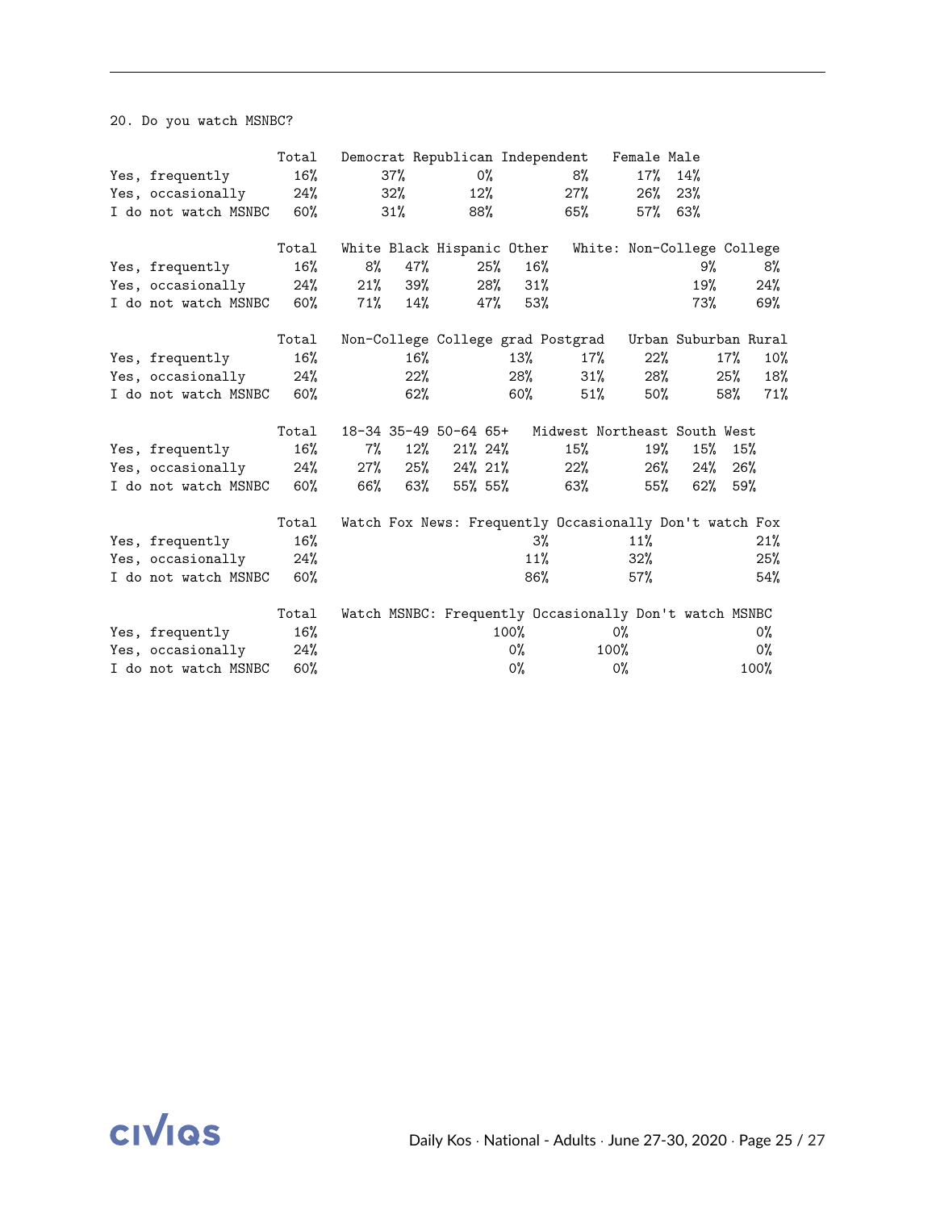20. Do you watch MSNBC?

| | Total | Democrat | Republican | Independent | Female | Male |
|---|---|---|---|---|---|---|
| Yes, frequently | 16% | 37% | 0% | 8% | 17% | 14% |
| Yes, occasionally | 24% | 32% | 12% | 27% | 26% | 23% |
| I do not watch MSNBC | 60% | 31% | 88% | 65% | 57% | 63% |

| | Total | White | Black | Hispanic | Other | White: Non-College | College |
|---|---|---|---|---|---|---|---|
| Yes, frequently | 16% | 8% | 47% | 25% | 16% | 9% | 8% |
| Yes, occasionally | 24% | 21% | 39% | 28% | 31% | 19% | 24% |
| I do not watch MSNBC | 60% | 71% | 14% | 47% | 53% | 73% | 69% |

| | Total | Non-College | College grad | Postgrad | Urban | Suburban | Rural |
|---|---|---|---|---|---|---|---|
| Yes, frequently | 16% | 16% | 13% | 17% | 22% | 17% | 10% |
| Yes, occasionally | 24% | 22% | 28% | 31% | 28% | 25% | 18% |
| I do not watch MSNBC | 60% | 62% | 60% | 51% | 50% | 58% | 71% |

| | Total | 18-34 | 35-49 | 50-64 | 65+ | Midwest | Northeast | South | West |
|---|---|---|---|---|---|---|---|---|---|
| Yes, frequently | 16% | 7% | 12% | 21% | 24% | 15% | 19% | 15% | 15% |
| Yes, occasionally | 24% | 27% | 25% | 24% | 21% | 22% | 26% | 24% | 26% |
| I do not watch MSNBC | 60% | 66% | 63% | 55% | 55% | 63% | 55% | 62% | 59% |

| | Total | Watch Fox News: Frequently | Occasionally | Don't watch Fox |
|---|---|---|---|---|
| Yes, frequently | 16% | 3% | 11% | 21% |
| Yes, occasionally | 24% | 11% | 32% | 25% |
| I do not watch MSNBC | 60% | 86% | 57% | 54% |

| | Total | Watch MSNBC: Frequently | Occasionally | Don't watch MSNBC |
|---|---|---|---|---|
| Yes, frequently | 16% | 100% | 0% | 0% |
| Yes, occasionally | 24% | 0% | 100% | 0% |
| I do not watch MSNBC | 60% | 0% | 0% | 100% |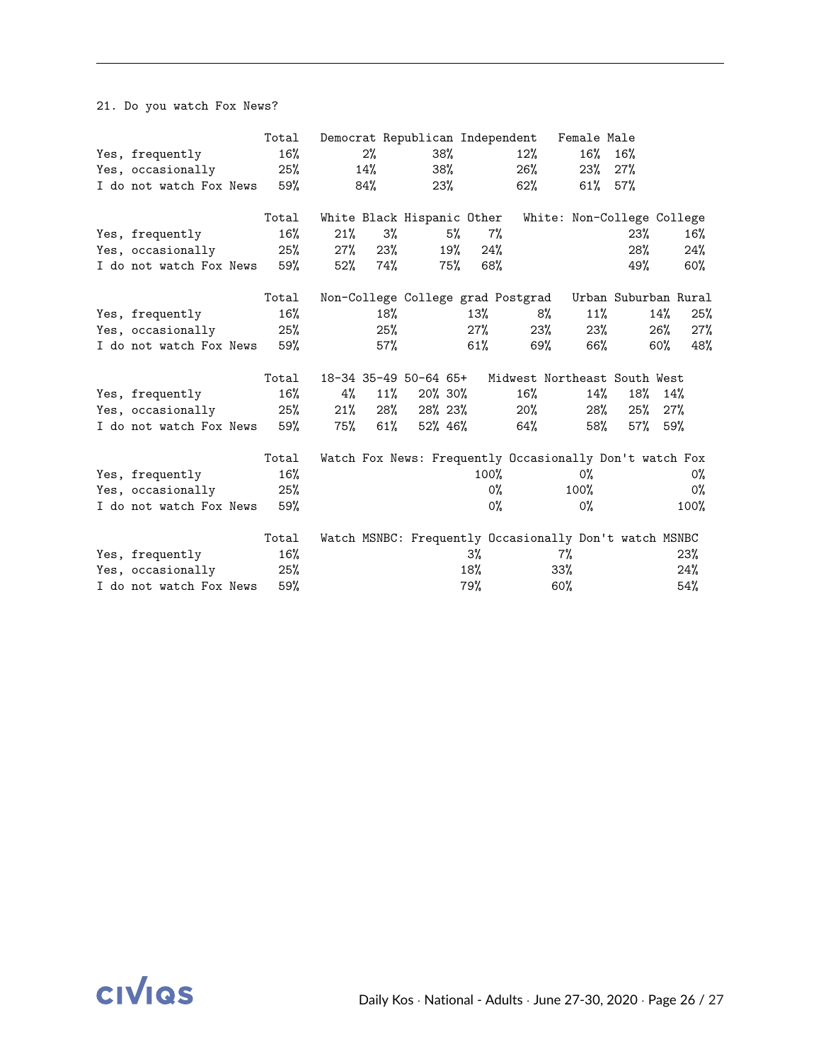21. Do you watch Fox News?

| | Total | Democrat | Republican | Independent | Female | Male |
|---|---|---|---|---|---|---|
| Yes, frequently | 16% | 2% | 38% | 12% | 16% | 16% |
| Yes, occasionally | 25% | 14% | 38% | 26% | 23% | 27% |
| I do not watch Fox News | 59% | 84% | 23% | 62% | 61% | 57% |

| | Total | White | Black | Hispanic | Other | White: Non-College | College |
|---|---|---|---|---|---|---|---|
| Yes, frequently | 16% | 21% | 3% | 5% | 7% | 23% | 16% |
| Yes, occasionally | 25% | 27% | 23% | 19% | 24% | 28% | 24% |
| I do not watch Fox News | 59% | 52% | 74% | 75% | 68% | 49% | 60% |

| | Total | Non-College | College grad | Postgrad | Urban | Suburban | Rural |
|---|---|---|---|---|---|---|---|
| Yes, frequently | 16% | 18% | 13% | 8% | 11% | 14% | 25% |
| Yes, occasionally | 25% | 25% | 27% | 23% | 23% | 26% | 27% |
| I do not watch Fox News | 59% | 57% | 61% | 69% | 66% | 60% | 48% |

| | Total | 18-34 | 35-49 | 50-64 | 65+ | Midwest | Northeast | South | West |
|---|---|---|---|---|---|---|---|---|---|
| Yes, frequently | 16% | 4% | 11% | 20% | 30% | 16% | 14% | 18% | 14% |
| Yes, occasionally | 25% | 21% | 28% | 28% | 23% | 20% | 28% | 25% | 27% |
| I do not watch Fox News | 59% | 75% | 61% | 52% | 46% | 64% | 58% | 57% | 59% |

| | Total | Watch Fox News: Frequently | Occasionally | Don't watch Fox |
|---|---|---|---|---|
| Yes, frequently | 16% | 100% | 0% | 0% |
| Yes, occasionally | 25% | 0% | 100% | 0% |
| I do not watch Fox News | 59% | 0% | 0% | 100% |

| | Total | Watch MSNBC: Frequently | Occasionally | Don't watch MSNBC |
|---|---|---|---|---|
| Yes, frequently | 16% | 3% | 7% | 23% |
| Yes, occasionally | 25% | 18% | 33% | 24% |
| I do not watch Fox News | 59% | 79% | 60% | 54% |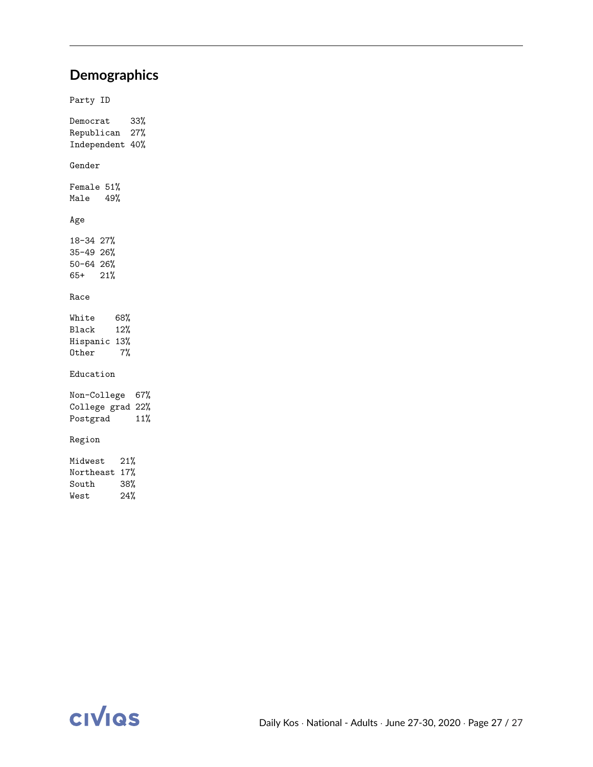## Demographics

Party ID

| | |
|---|---|
| Democrat | 33% |
| Republican | 27% |
| Independent | 40% |

Gender

| | |
|---|---|
| Female | 51% |
| Male | 49% |

Age

| | |
|---|---|
| 18-34 | 27% |
| 35-49 | 26% |
| 50-64 | 26% |
| 65+ | 21% |

Race

| | |
|---|---|
| White | 68% |
| Black | 12% |
| Hispanic | 13% |
| Other | 7% |

Education

| | |
|---|---|
| Non-College | 67% |
| College grad | 22% |
| Postgrad | 11% |

Region

| | |
|---|---|
| Midwest | 21% |
| Northeast | 17% |
| South | 38% |
| West | 24% |